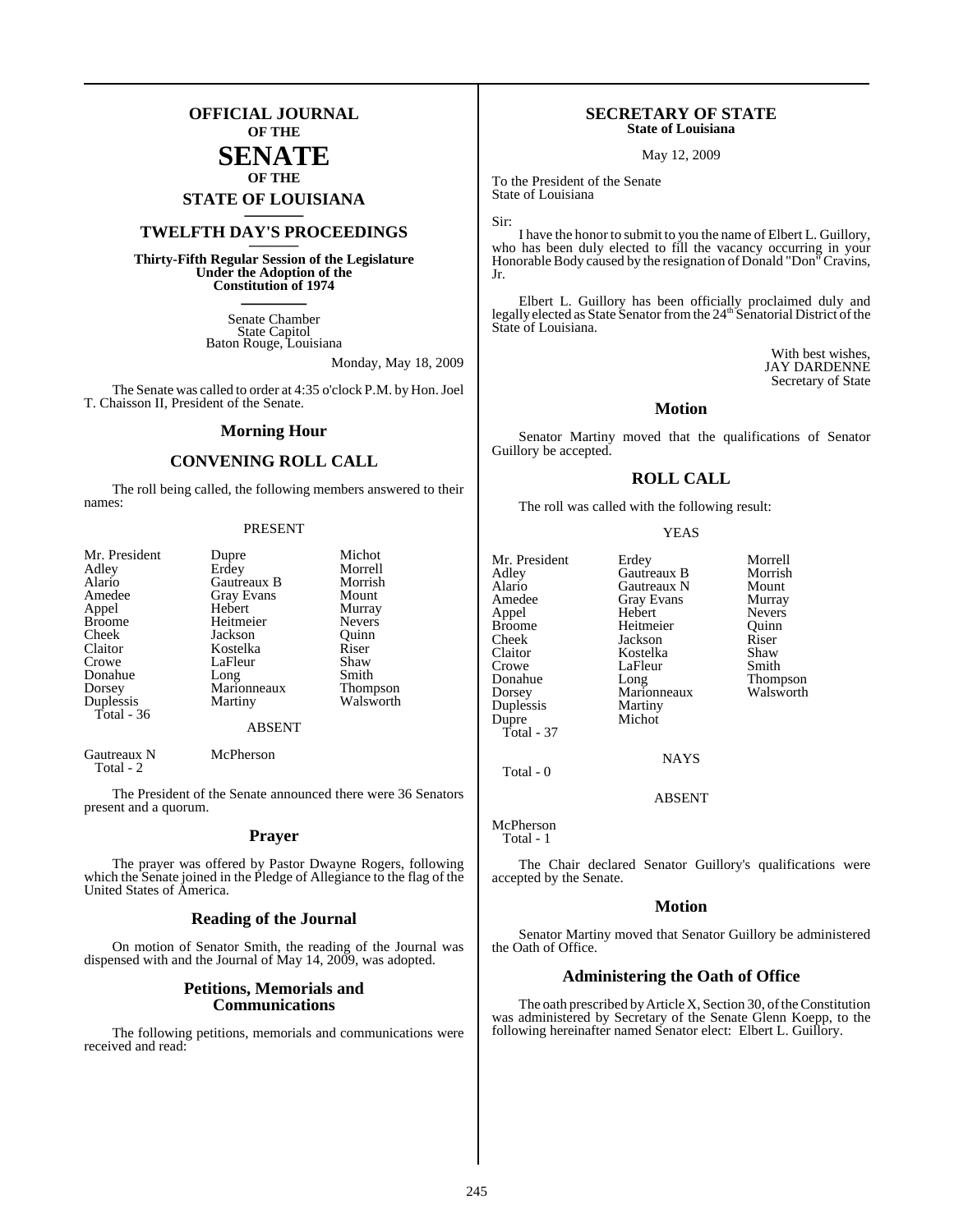# OFFICIAL JOURNAL OF THE SENATE OF THE STATE OF LOUISIANA

## TWELFTH DAY'S PROCEEDINGS

**Thirty-Fifth Regular Session of the Legislature Under the Adoption of the Constitution of 1974**

Senate Chamber
State Capitol
Baton Rouge, Louisiana

Monday, May 18, 2009

The Senate was called to order at 4:35 o'clock P.M. by Hon. Joel T. Chaisson II, President of the Senate.

## Morning Hour

## CONVENING ROLL CALL

The roll being called, the following members answered to their names:

PRESENT

| | | |
|---|---|---|
| Mr. President | Dupre | Michot |
| Adley | Erdey | Morrell |
| Alario | Gautreaux B | Morrish |
| Amedee | Gray Evans | Mount |
| Appel | Hebert | Murray |
| Broome | Heitmeier | Nevers |
| Cheek | Jackson | Quinn |
| Claitor | Kostelka | Riser |
| Crowe | LaFleur | Shaw |
| Donahue | Long | Smith |
| Dorsey | Marionneaux | Thompson |
| Duplessis | Martiny | Walsworth |
| Total - 36 | | |

ABSENT

| | |
|---|---|
| Gautreaux N | McPherson |
| Total - 2 | |

The President of the Senate announced there were 36 Senators present and a quorum.

## Prayer

The prayer was offered by Pastor Dwayne Rogers, following which the Senate joined in the Pledge of Allegiance to the flag of the United States of America.

## Reading of the Journal

On motion of Senator Smith, the reading of the Journal was dispensed with and the Journal of May 14, 2009, was adopted.

## Petitions, Memorials and Communications

The following petitions, memorials and communications were received and read:

### SECRETARY OF STATE
**State of Louisiana**

May 12, 2009

To the President of the Senate
State of Louisiana

Sir:

I have the honor to submit to you the name of Elbert L. Guillory, who has been duly elected to fill the vacancy occurring in your Honorable Body caused by the resignation of Donald "Don" Cravins, Jr.

Elbert L. Guillory has been officially proclaimed duly and legally elected as State Senator from the 24th Senatorial District of the State of Louisiana.

With best wishes,
JAY DARDENNE
Secretary of State

## Motion

Senator Martiny moved that the qualifications of Senator Guillory be accepted.

## ROLL CALL

The roll was called with the following result:

YEAS

| | | |
|---|---|---|
| Mr. President | Erdey | Morrell |
| Adley | Gautreaux B | Morrish |
| Alario | Gautreaux N | Mount |
| Amedee | Gray Evans | Murray |
| Appel | Hebert | Nevers |
| Broome | Heitmeier | Quinn |
| Cheek | Jackson | Riser |
| Claitor | Kostelka | Shaw |
| Crowe | LaFleur | Smith |
| Donahue | Long | Thompson |
| Dorsey | Marionneaux | Walsworth |
| Duplessis | Martiny | |
| Dupre | Michot | |
| Total - 37 | | |

NAYS

Total - 0

ABSENT

McPherson
Total - 1

The Chair declared Senator Guillory's qualifications were accepted by the Senate.

## Motion

Senator Martiny moved that Senator Guillory be administered the Oath of Office.

## Administering the Oath of Office

The oath prescribed by Article X, Section 30, of the Constitution was administered by Secretary of the Senate Glenn Koepp, to the following hereinafter named Senator elect: Elbert L. Guillory.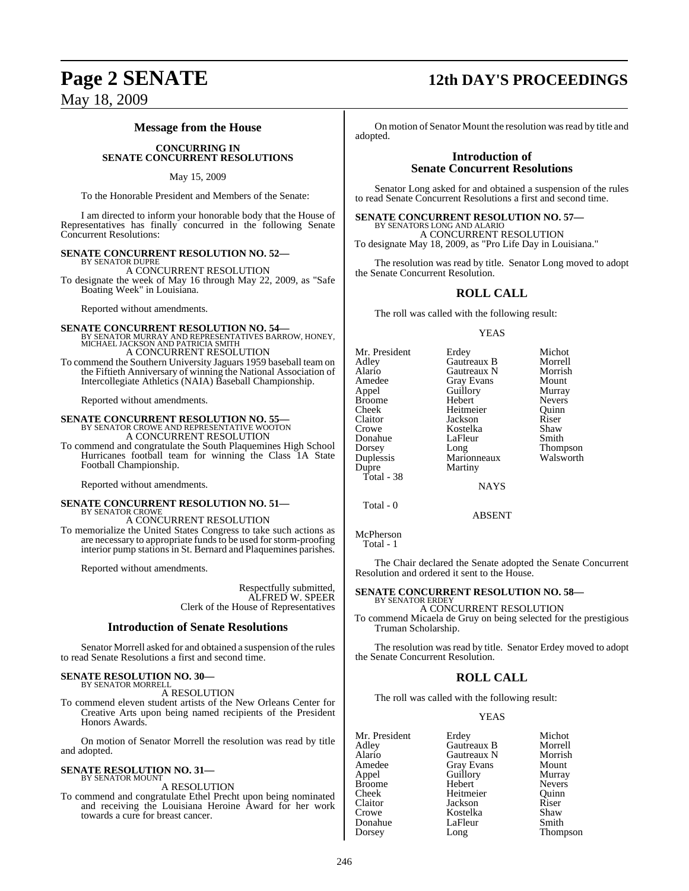## Message from the House

### CONCURRING IN SENATE CONCURRENT RESOLUTIONS

May 15, 2009

To the Honorable President and Members of the Senate:

I am directed to inform your honorable body that the House of Representatives has finally concurred in the following Senate Concurrent Resolutions:

**SENATE CONCURRENT RESOLUTION NO. 52—**
BY SENATOR DUPRE
A CONCURRENT RESOLUTION
To designate the week of May 16 through May 22, 2009, as "Safe Boating Week" in Louisiana.

Reported without amendments.

**SENATE CONCURRENT RESOLUTION NO. 54—**
BY SENATOR MURRAY AND REPRESENTATIVES BARROW, HONEY, MICHAEL JACKSON AND PATRICIA SMITH
A CONCURRENT RESOLUTION
To commend the Southern University Jaguars 1959 baseball team on the Fiftieth Anniversary of winning the National Association of Intercollegiate Athletics (NAIA) Baseball Championship.

Reported without amendments.

**SENATE CONCURRENT RESOLUTION NO. 55—**
BY SENATOR CROWE AND REPRESENTATIVE WOOTON
A CONCURRENT RESOLUTION
To commend and congratulate the South Plaquemines High School Hurricanes football team for winning the Class 1A State Football Championship.

Reported without amendments.

**SENATE CONCURRENT RESOLUTION NO. 51—**
BY SENATOR CROWE
A CONCURRENT RESOLUTION
To memorialize the United States Congress to take such actions as are necessary to appropriate funds to be used for storm-proofing interior pump stations in St. Bernard and Plaquemines parishes.

Reported without amendments.

Respectfully submitted,
ALFRED W. SPEER
Clerk of the House of Representatives

## Introduction of Senate Resolutions

Senator Morrell asked for and obtained a suspension of the rules to read Senate Resolutions a first and second time.

**SENATE RESOLUTION NO. 30—**
BY SENATOR MORRELL
A RESOLUTION
To commend eleven student artists of the New Orleans Center for Creative Arts upon being named recipients of the President Honors Awards.

On motion of Senator Morrell the resolution was read by title and adopted.

**SENATE RESOLUTION NO. 31—**
BY SENATOR MOUNT
A RESOLUTION
To commend and congratulate Ethel Precht upon being nominated and receiving the Louisiana Heroine Award for her work towards a cure for breast cancer.

On motion of Senator Mount the resolution was read by title and adopted.

## Introduction of Senate Concurrent Resolutions

Senator Long asked for and obtained a suspension of the rules to read Senate Concurrent Resolutions a first and second time.

**SENATE CONCURRENT RESOLUTION NO. 57—**
BY SENATORS LONG AND ALARIO
A CONCURRENT RESOLUTION
To designate May 18, 2009, as "Pro Life Day in Louisiana."

The resolution was read by title. Senator Long moved to adopt the Senate Concurrent Resolution.

### ROLL CALL

The roll was called with the following result:

YEAS

| | | |
|---|---|---|
| Mr. President | Erdey | Michot |
| Adley | Gautreaux B | Morrell |
| Alario | Gautreaux N | Morrish |
| Amedee | Gray Evans | Mount |
| Appel | Guillory | Murray |
| Broome | Hebert | Nevers |
| Cheek | Heitmeier | Quinn |
| Claitor | Jackson | Riser |
| Crowe | Kostelka | Shaw |
| Donahue | LaFleur | Smith |
| Dorsey | Long | Thompson |
| Duplessis | Marionneaux | Walsworth |
| Dupre | Martiny | |

Total - 38

NAYS

Total - 0

ABSENT

McPherson
Total - 1

The Chair declared the Senate adopted the Senate Concurrent Resolution and ordered it sent to the House.

**SENATE CONCURRENT RESOLUTION NO. 58—**
BY SENATOR ERDEY
A CONCURRENT RESOLUTION
To commend Micaela de Gruy on being selected for the prestigious Truman Scholarship.

The resolution was read by title. Senator Erdey moved to adopt the Senate Concurrent Resolution.

### ROLL CALL

The roll was called with the following result:

YEAS

| | | |
|---|---|---|
| Mr. President | Erdey | Michot |
| Adley | Gautreaux B | Morrell |
| Alario | Gautreaux N | Morrish |
| Amedee | Gray Evans | Mount |
| Appel | Guillory | Murray |
| Broome | Hebert | Nevers |
| Cheek | Heitmeier | Quinn |
| Claitor | Jackson | Riser |
| Crowe | Kostelka | Shaw |
| Donahue | LaFleur | Smith |
| Dorsey | Long | Thompson |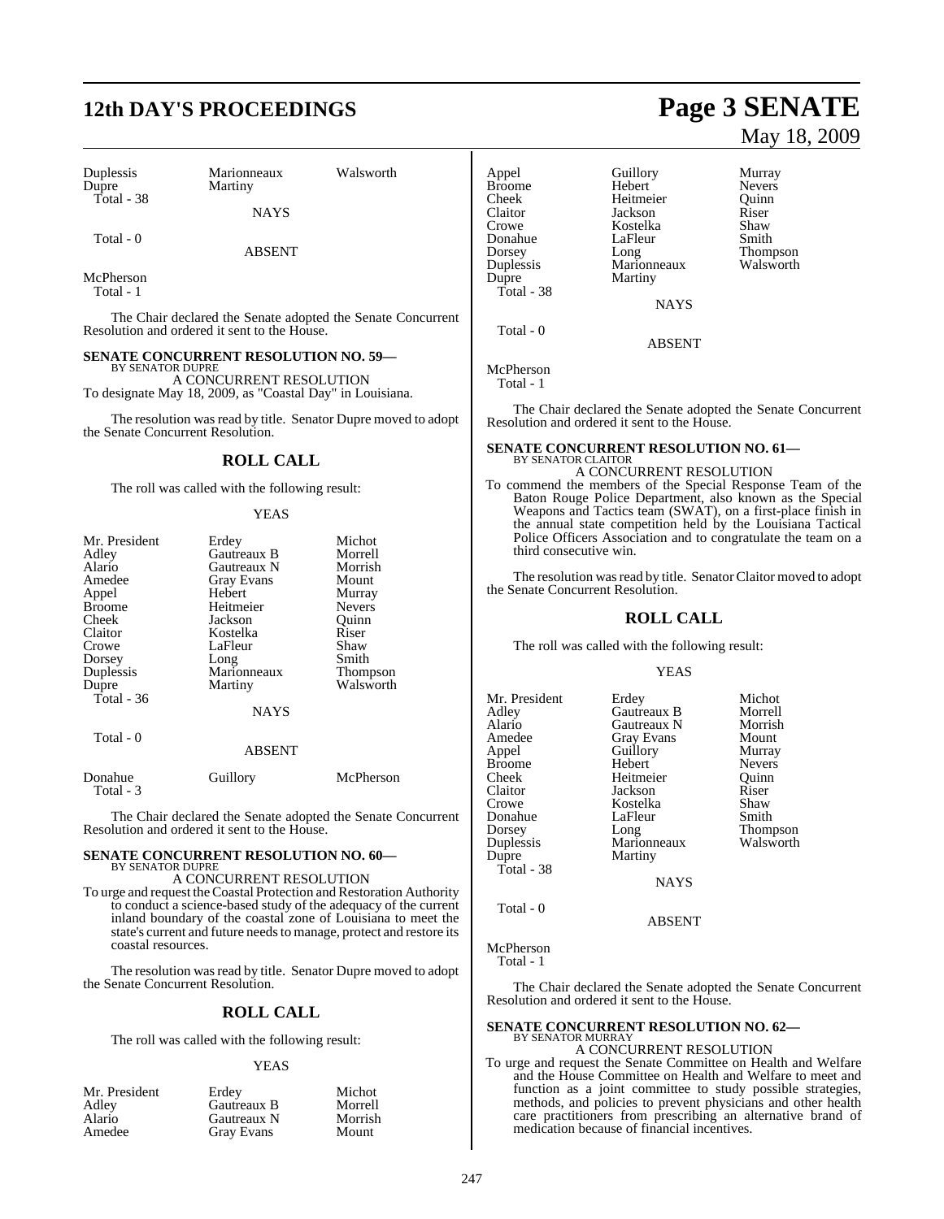| Duplessis | Marionneaux | Walsworth |
|---|---|---|
| Dupre | Martiny | |
| Total - 38 | | |

NAYS

Total - 0

ABSENT

McPherson
Total - 1

The Chair declared the Senate adopted the Senate Concurrent Resolution and ordered it sent to the House.

**SENATE CONCURRENT RESOLUTION NO. 59—**
BY SENATOR DUPRE

A CONCURRENT RESOLUTION

To designate May 18, 2009, as "Coastal Day" in Louisiana.

The resolution was read by title. Senator Dupre moved to adopt the Senate Concurrent Resolution.

## ROLL CALL

The roll was called with the following result:

YEAS

| Mr. President | Erdey | Michot |
|---|---|---|
| Adley | Gautreaux B | Morrell |
| Alario | Gautreaux N | Morrish |
| Amedee | Gray Evans | Mount |
| Appel | Hebert | Murray |
| Broome | Heitmeier | Nevers |
| Cheek | Jackson | Quinn |
| Claitor | Kostelka | Riser |
| Crowe | LaFleur | Shaw |
| Dorsey | Long | Smith |
| Duplessis | Marionneaux | Thompson |
| Dupre | Martiny | Walsworth |
| Total - 36 | | |

NAYS

Total - 0

ABSENT

| Donahue | Guillory | McPherson |
|---|---|---|
| Total - 3 | | |

The Chair declared the Senate adopted the Senate Concurrent Resolution and ordered it sent to the House.

**SENATE CONCURRENT RESOLUTION NO. 60—**
BY SENATOR DUPRE

A CONCURRENT RESOLUTION

To urge and request the Coastal Protection and Restoration Authority to conduct a science-based study of the adequacy of the current inland boundary of the coastal zone of Louisiana to meet the state's current and future needs to manage, protect and restore its coastal resources.

The resolution was read by title. Senator Dupre moved to adopt the Senate Concurrent Resolution.

## ROLL CALL

The roll was called with the following result:

YEAS

| Mr. President | Erdey | Michot |
|---|---|---|
| Adley | Gautreaux B | Morrell |
| Alario | Gautreaux N | Morrish |
| Amedee | Gray Evans | Mount |
| Appel | Guillory | Murray |
| Broome | Hebert | Nevers |
| Cheek | Heitmeier | Quinn |
| Claitor | Jackson | Riser |
| Crowe | Kostelka | Shaw |
| Donahue | LaFleur | Smith |
| Dorsey | Long | Thompson |
| Duplessis | Marionneaux | Walsworth |
| Dupre | Martiny | |
| Total - 38 | | |

NAYS

Total - 0

ABSENT

McPherson
Total - 1

The Chair declared the Senate adopted the Senate Concurrent Resolution and ordered it sent to the House.

**SENATE CONCURRENT RESOLUTION NO. 61—**
BY SENATOR CLAITOR

A CONCURRENT RESOLUTION

To commend the members of the Special Response Team of the Baton Rouge Police Department, also known as the Special Weapons and Tactics team (SWAT), on a first-place finish in the annual state competition held by the Louisiana Tactical Police Officers Association and to congratulate the team on a third consecutive win.

The resolution was read by title. Senator Claitor moved to adopt the Senate Concurrent Resolution.

## ROLL CALL

The roll was called with the following result:

YEAS

| Mr. President | Erdey | Michot |
|---|---|---|
| Adley | Gautreaux B | Morrell |
| Alario | Gautreaux N | Morrish |
| Amedee | Gray Evans | Mount |
| Appel | Guillory | Murray |
| Broome | Hebert | Nevers |
| Cheek | Heitmeier | Quinn |
| Claitor | Jackson | Riser |
| Crowe | Kostelka | Shaw |
| Donahue | LaFleur | Smith |
| Dorsey | Long | Thompson |
| Duplessis | Marionneaux | Walsworth |
| Dupre | Martiny | |
| Total - 38 | | |

NAYS

Total - 0

ABSENT

McPherson
Total - 1

The Chair declared the Senate adopted the Senate Concurrent Resolution and ordered it sent to the House.

**SENATE CONCURRENT RESOLUTION NO. 62—**
BY SENATOR MURRAY

A CONCURRENT RESOLUTION

To urge and request the Senate Committee on Health and Welfare and the House Committee on Health and Welfare to meet and function as a joint committee to study possible strategies, methods, and policies to prevent physicians and other health care practitioners from prescribing an alternative brand of medication because of financial incentives.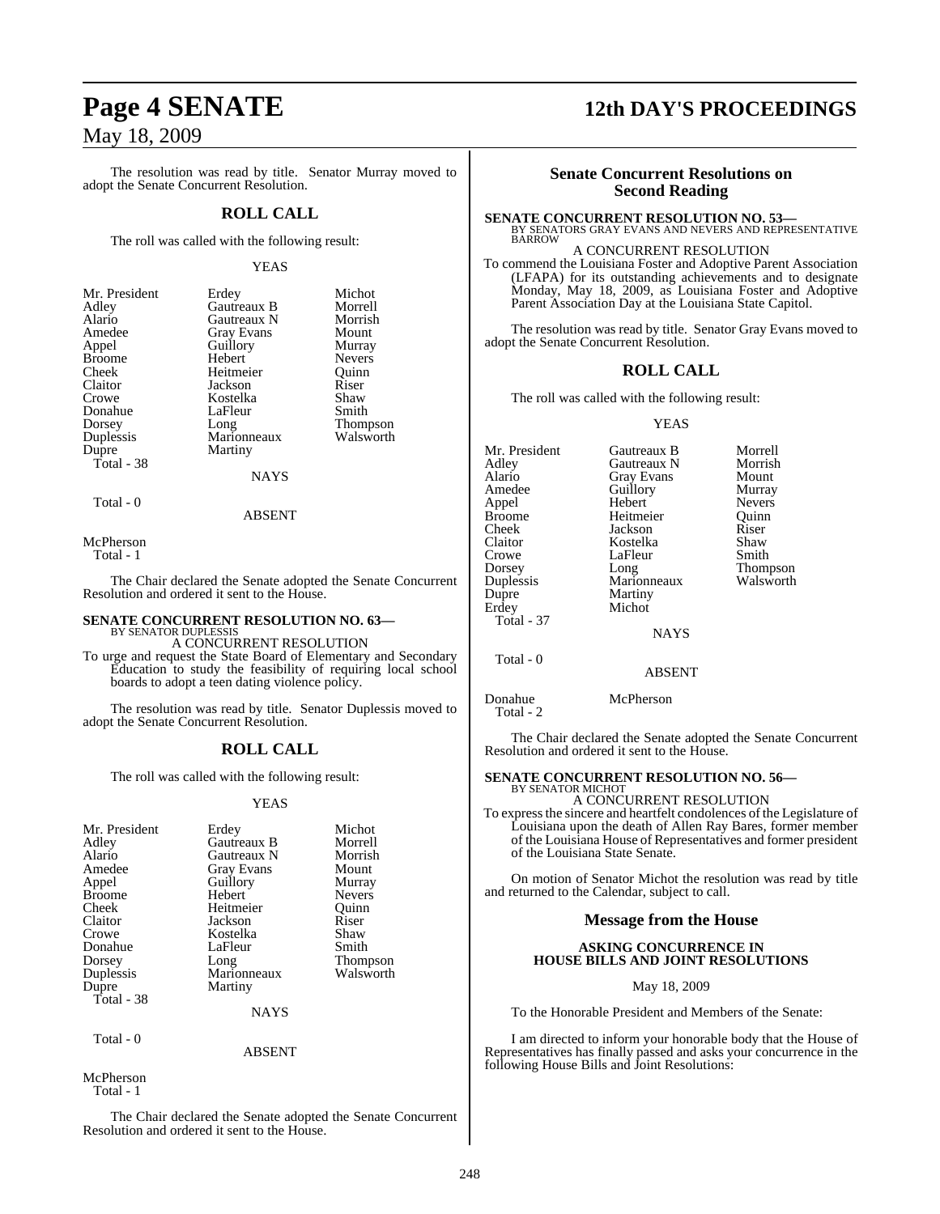The resolution was read by title. Senator Murray moved to adopt the Senate Concurrent Resolution.

## ROLL CALL

The roll was called with the following result:

YEAS

| | | |
|---|---|---|
| Mr. President | Erdey | Michot |
| Adley | Gautreaux B | Morrell |
| Alario | Gautreaux N | Morrish |
| Amedee | Gray Evans | Mount |
| Appel | Guillory | Murray |
| Broome | Hebert | Nevers |
| Cheek | Heitmeier | Quinn |
| Claitor | Jackson | Riser |
| Crowe | Kostelka | Shaw |
| Donahue | LaFleur | Smith |
| Dorsey | Long | Thompson |
| Duplessis | Marionneaux | Walsworth |
| Dupre | Martiny | |

Total - 38

NAYS

Total - 0

ABSENT

McPherson

Total - 1

The Chair declared the Senate adopted the Senate Concurrent Resolution and ordered it sent to the House.

**SENATE CONCURRENT RESOLUTION NO. 63—**
BY SENATOR DUPLESSIS

A CONCURRENT RESOLUTION

To urge and request the State Board of Elementary and Secondary Education to study the feasibility of requiring local school boards to adopt a teen dating violence policy.

The resolution was read by title. Senator Duplessis moved to adopt the Senate Concurrent Resolution.

## ROLL CALL

The roll was called with the following result:

YEAS

| | | |
|---|---|---|
| Mr. President | Erdey | Michot |
| Adley | Gautreaux B | Morrell |
| Alario | Gautreaux N | Morrish |
| Amedee | Gray Evans | Mount |
| Appel | Guillory | Murray |
| Broome | Hebert | Nevers |
| Cheek | Heitmeier | Quinn |
| Claitor | Jackson | Riser |
| Crowe | Kostelka | Shaw |
| Donahue | LaFleur | Smith |
| Dorsey | Long | Thompson |
| Duplessis | Marionneaux | Walsworth |
| Dupre | Martiny | |

Total - 38

NAYS

Total - 0

ABSENT

McPherson

Total - 1

The Chair declared the Senate adopted the Senate Concurrent Resolution and ordered it sent to the House.

## Senate Concurrent Resolutions on Second Reading

**SENATE CONCURRENT RESOLUTION NO. 53—**
BY SENATORS GRAY EVANS AND NEVERS AND REPRESENTATIVE BARROW

A CONCURRENT RESOLUTION

To commend the Louisiana Foster and Adoptive Parent Association (LFAPA) for its outstanding achievements and to designate Monday, May 18, 2009, as Louisiana Foster and Adoptive Parent Association Day at the Louisiana State Capitol.

The resolution was read by title. Senator Gray Evans moved to adopt the Senate Concurrent Resolution.

## ROLL CALL

The roll was called with the following result:

YEAS

| | | |
|---|---|---|
| Mr. President | Gautreaux B | Morrell |
| Adley | Gautreaux N | Morrish |
| Alario | Gray Evans | Mount |
| Amedee | Guillory | Murray |
| Appel | Hebert | Nevers |
| Broome | Heitmeier | Quinn |
| Cheek | Jackson | Riser |
| Claitor | Kostelka | Shaw |
| Crowe | LaFleur | Smith |
| Dorsey | Long | Thompson |
| Duplessis | Marionneaux | Walsworth |
| Dupre | Martiny | |
| Erdey | Michot | |

Total - 37

NAYS

Total - 0

ABSENT

Donahue McPherson

Total - 2

The Chair declared the Senate adopted the Senate Concurrent Resolution and ordered it sent to the House.

**SENATE CONCURRENT RESOLUTION NO. 56—**
BY SENATOR MICHOT

A CONCURRENT RESOLUTION

To express the sincere and heartfelt condolences of the Legislature of Louisiana upon the death of Allen Ray Bares, former member of the Louisiana House of Representatives and former president of the Louisiana State Senate.

On motion of Senator Michot the resolution was read by title and returned to the Calendar, subject to call.

## Message from the House

**ASKING CONCURRENCE IN HOUSE BILLS AND JOINT RESOLUTIONS**

May 18, 2009

To the Honorable President and Members of the Senate:

I am directed to inform your honorable body that the House of Representatives has finally passed and asks your concurrence in the following House Bills and Joint Resolutions: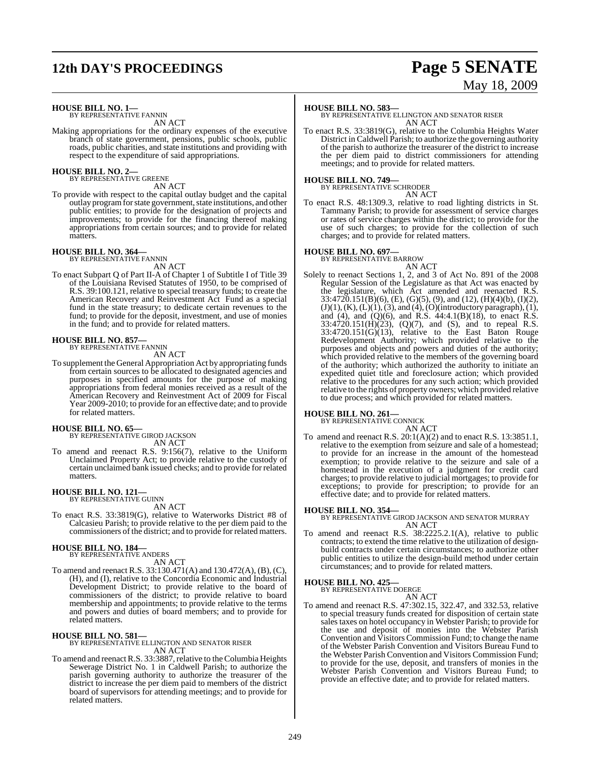**HOUSE BILL NO. 1—**
BY REPRESENTATIVE FANNIN
AN ACT

Making appropriations for the ordinary expenses of the executive branch of state government, pensions, public schools, public roads, public charities, and state institutions and providing with respect to the expenditure of said appropriations.

**HOUSE BILL NO. 2—**
BY REPRESENTATIVE GREENE
AN ACT

To provide with respect to the capital outlay budget and the capital outlay program for state government, state institutions, and other public entities; to provide for the designation of projects and improvements; to provide for the financing thereof making appropriations from certain sources; and to provide for related matters.

**HOUSE BILL NO. 364—**
BY REPRESENTATIVE FANNIN
AN ACT

To enact Subpart Q of Part II-A of Chapter 1 of Subtitle I of Title 39 of the Louisiana Revised Statutes of 1950, to be comprised of R.S. 39:100.121, relative to special treasury funds; to create the American Recovery and Reinvestment Act Fund as a special fund in the state treasury; to dedicate certain revenues to the fund; to provide for the deposit, investment, and use of monies in the fund; and to provide for related matters.

**HOUSE BILL NO. 857—**
BY REPRESENTATIVE FANNIN
AN ACT

To supplement the General Appropriation Act by appropriating funds from certain sources to be allocated to designated agencies and purposes in specified amounts for the purpose of making appropriations from federal monies received as a result of the American Recovery and Reinvestment Act of 2009 for Fiscal Year 2009-2010; to provide for an effective date; and to provide for related matters.

**HOUSE BILL NO. 65—**
BY REPRESENTATIVE GIROD JACKSON
AN ACT

To amend and reenact R.S. 9:156(7), relative to the Uniform Unclaimed Property Act; to provide relative to the custody of certain unclaimed bank issued checks; and to provide for related matters.

**HOUSE BILL NO. 121—**
BY REPRESENTATIVE GUINN
AN ACT

To enact R.S. 33:3819(G), relative to Waterworks District #8 of Calcasieu Parish; to provide relative to the per diem paid to the commissioners of the district; and to provide for related matters.

**HOUSE BILL NO. 184—**
BY REPRESENTATIVE ANDERS
AN ACT

To amend and reenact R.S. 33:130.471(A) and 130.472(A), (B), (C), (H), and (I), relative to the Concordia Economic and Industrial Development District; to provide relative to the board of commissioners of the district; to provide relative to board membership and appointments; to provide relative to the terms and powers and duties of board members; and to provide for related matters.

**HOUSE BILL NO. 581—**
BY REPRESENTATIVE ELLINGTON AND SENATOR RISER
AN ACT

To amend and reenact R.S. 33:3887, relative to the Columbia Heights Sewerage District No. 1 in Caldwell Parish; to authorize the parish governing authority to authorize the treasurer of the district to increase the per diem paid to members of the district board of supervisors for attending meetings; and to provide for related matters.

**HOUSE BILL NO. 583—**
BY REPRESENTATIVE ELLINGTON AND SENATOR RISER
AN ACT

To enact R.S. 33:3819(G), relative to the Columbia Heights Water District in Caldwell Parish; to authorize the governing authority of the parish to authorize the treasurer of the district to increase the per diem paid to district commissioners for attending meetings; and to provide for related matters.

**HOUSE BILL NO. 749—**
BY REPRESENTATIVE SCHRODER
AN ACT

To enact R.S. 48:1309.3, relative to road lighting districts in St. Tammany Parish; to provide for assessment of service charges or rates of service charges within the district; to provide for the use of such charges; to provide for the collection of such charges; and to provide for related matters.

**HOUSE BILL NO. 697—**
BY REPRESENTATIVE BARROW
AN ACT

Solely to reenact Sections 1, 2, and 3 of Act No. 891 of the 2008 Regular Session of the Legislature as that Act was enacted by the legislature, which Act amended and reenacted R.S. 33:4720.151(B)(6), (E), (G)(5), (9), and (12), (H)(4)(b), (I)(2), (J)(1), (K), (L)(1), (3), and (4), (O)(introductory paragraph), (1), and (4), and (Q)(6), and R.S. 44:4.1(B)(18), to enact R.S. 33:4720.151(H)(23), (Q)(7), and (S), and to repeal R.S. 33:4720.151(G)(13), relative to the East Baton Rouge Redevelopment Authority; which provided relative to the purposes and objects and powers and duties of the authority; which provided relative to the members of the governing board of the authority; which authorized the authority to initiate an expedited quiet title and foreclosure action; which provided relative to the procedures for any such action; which provided relative to the rights of property owners; which provided relative to due process; and which provided for related matters.

**HOUSE BILL NO. 261—**
BY REPRESENTATIVE CONNICK
AN ACT

To amend and reenact R.S. 20:1(A)(2) and to enact R.S. 13:3851.1, relative to the exemption from seizure and sale of a homestead; to provide for an increase in the amount of the homestead exemption; to provide relative to the seizure and sale of a homestead in the execution of a judgment for credit card charges; to provide relative to judicial mortgages; to provide for exceptions; to provide for prescription; to provide for an effective date; and to provide for related matters.

**HOUSE BILL NO. 354—**
BY REPRESENTATIVE GIROD JACKSON AND SENATOR MURRAY
AN ACT

To amend and reenact R.S. 38:2225.2.1(A), relative to public contracts; to extend the time relative to the utilization of design-build contracts under certain circumstances; to authorize other public entities to utilize the design-build method under certain circumstances; and to provide for related matters.

**HOUSE BILL NO. 425—**
BY REPRESENTATIVE DOERGE
AN ACT

To amend and reenact R.S. 47:302.15, 322.47, and 332.53, relative to special treasury funds created for disposition of certain state sales taxes on hotel occupancy in Webster Parish; to provide for the use and deposit of monies into the Webster Parish Convention and Visitors Commission Fund; to change the name of the Webster Parish Convention and Visitors Bureau Fund to the Webster Parish Convention and Visitors Commission Fund; to provide for the use, deposit, and transfers of monies in the Webster Parish Convention and Visitors Bureau Fund; to provide an effective date; and to provide for related matters.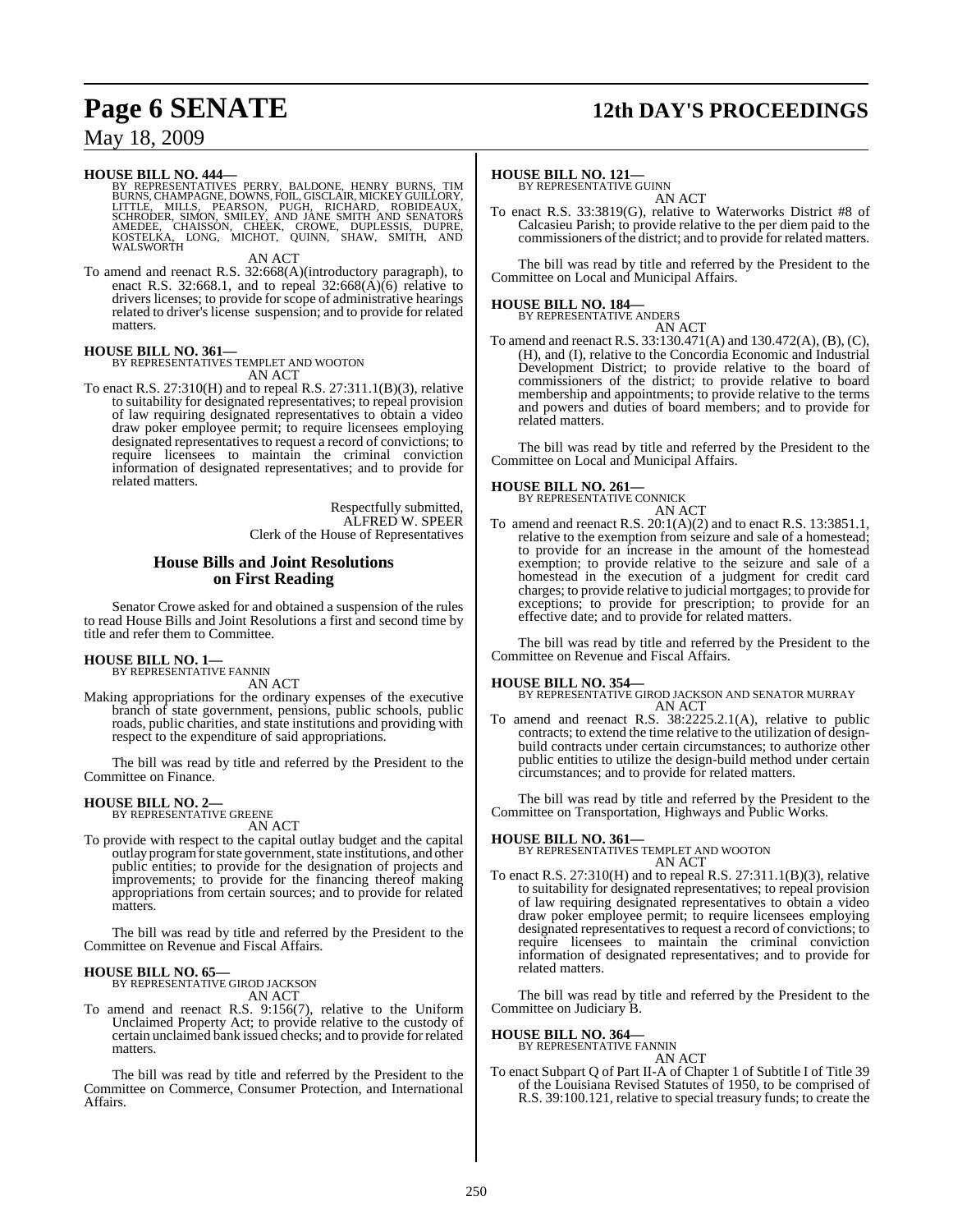**HOUSE BILL NO. 444—**
BY REPRESENTATIVES PERRY, BALDONE, HENRY BURNS, TIM BURNS, CHAMPAGNE, DOWNS, FOIL, GISCLAIR, MICKEY GUILLORY, LITTLE, MILLS, PEARSON, PUGH, RICHARD, ROBIDEAUX, SCHRODER, SIMON, SMILEY, AND JANE SMITH AND SENATORS AMEDEE, CHAISSON, CHEEK, CROWE, DUPLESSIS, DUPRE, KOSTELKA, LONG, MICHOT, QUINN, SHAW, SMITH, AND WALSWORTH

AN ACT

To amend and reenact R.S. 32:668(A)(introductory paragraph), to enact R.S. 32:668.1, and to repeal 32:668(A)(6) relative to drivers licenses; to provide for scope of administrative hearings related to driver's license suspension; and to provide for related matters.

**HOUSE BILL NO. 361—**
BY REPRESENTATIVES TEMPLET AND WOOTON

AN ACT

To enact R.S. 27:310(H) and to repeal R.S. 27:311.1(B)(3), relative to suitability for designated representatives; to repeal provision of law requiring designated representatives to obtain a video draw poker employee permit; to require licensees employing designated representatives to request a record of convictions; to require licensees to maintain the criminal conviction information of designated representatives; and to provide for related matters.

Respectfully submitted,
ALFRED W. SPEER
Clerk of the House of Representatives

## House Bills and Joint Resolutions on First Reading

Senator Crowe asked for and obtained a suspension of the rules to read House Bills and Joint Resolutions a first and second time by title and refer them to Committee.

**HOUSE BILL NO. 1—**
BY REPRESENTATIVE FANNIN

AN ACT

Making appropriations for the ordinary expenses of the executive branch of state government, pensions, public schools, public roads, public charities, and state institutions and providing with respect to the expenditure of said appropriations.

The bill was read by title and referred by the President to the Committee on Finance.

**HOUSE BILL NO. 2—**
BY REPRESENTATIVE GREENE

AN ACT

To provide with respect to the capital outlay budget and the capital outlay program for state government, state institutions, and other public entities; to provide for the designation of projects and improvements; to provide for the financing thereof making appropriations from certain sources; and to provide for related matters.

The bill was read by title and referred by the President to the Committee on Revenue and Fiscal Affairs.

**HOUSE BILL NO. 65—**
BY REPRESENTATIVE GIROD JACKSON

AN ACT

To amend and reenact R.S. 9:156(7), relative to the Uniform Unclaimed Property Act; to provide relative to the custody of certain unclaimed bank issued checks; and to provide for related matters.

The bill was read by title and referred by the President to the Committee on Commerce, Consumer Protection, and International Affairs.

**HOUSE BILL NO. 121—**
BY REPRESENTATIVE GUINN

AN ACT

To enact R.S. 33:3819(G), relative to Waterworks District #8 of Calcasieu Parish; to provide relative to the per diem paid to the commissioners of the district; and to provide for related matters.

The bill was read by title and referred by the President to the Committee on Local and Municipal Affairs.

**HOUSE BILL NO. 184—**
BY REPRESENTATIVE ANDERS

AN ACT

To amend and reenact R.S. 33:130.471(A) and 130.472(A), (B), (C), (H), and (I), relative to the Concordia Economic and Industrial Development District; to provide relative to the board of commissioners of the district; to provide relative to board membership and appointments; to provide relative to the terms and powers and duties of board members; and to provide for related matters.

The bill was read by title and referred by the President to the Committee on Local and Municipal Affairs.

**HOUSE BILL NO. 261—**
BY REPRESENTATIVE CONNICK

AN ACT

To amend and reenact R.S. 20:1(A)(2) and to enact R.S. 13:3851.1, relative to the exemption from seizure and sale of a homestead; to provide for an increase in the amount of the homestead exemption; to provide relative to the seizure and sale of a homestead in the execution of a judgment for credit card charges; to provide relative to judicial mortgages; to provide for exceptions; to provide for prescription; to provide for an effective date; and to provide for related matters.

The bill was read by title and referred by the President to the Committee on Revenue and Fiscal Affairs.

**HOUSE BILL NO. 354—**
BY REPRESENTATIVE GIROD JACKSON AND SENATOR MURRAY

AN ACT

To amend and reenact R.S. 38:2225.2.1(A), relative to public contracts; to extend the time relative to the utilization of design-build contracts under certain circumstances; to authorize other public entities to utilize the design-build method under certain circumstances; and to provide for related matters.

The bill was read by title and referred by the President to the Committee on Transportation, Highways and Public Works.

**HOUSE BILL NO. 361—**
BY REPRESENTATIVES TEMPLET AND WOOTON

AN ACT

To enact R.S. 27:310(H) and to repeal R.S. 27:311.1(B)(3), relative to suitability for designated representatives; to repeal provision of law requiring designated representatives to obtain a video draw poker employee permit; to require licensees employing designated representatives to request a record of convictions; to require licensees to maintain the criminal conviction information of designated representatives; and to provide for related matters.

The bill was read by title and referred by the President to the Committee on Judiciary B.

**HOUSE BILL NO. 364—**
BY REPRESENTATIVE FANNIN

AN ACT

To enact Subpart Q of Part II-A of Chapter 1 of Subtitle I of Title 39 of the Louisiana Revised Statutes of 1950, to be comprised of R.S. 39:100.121, relative to special treasury funds; to create the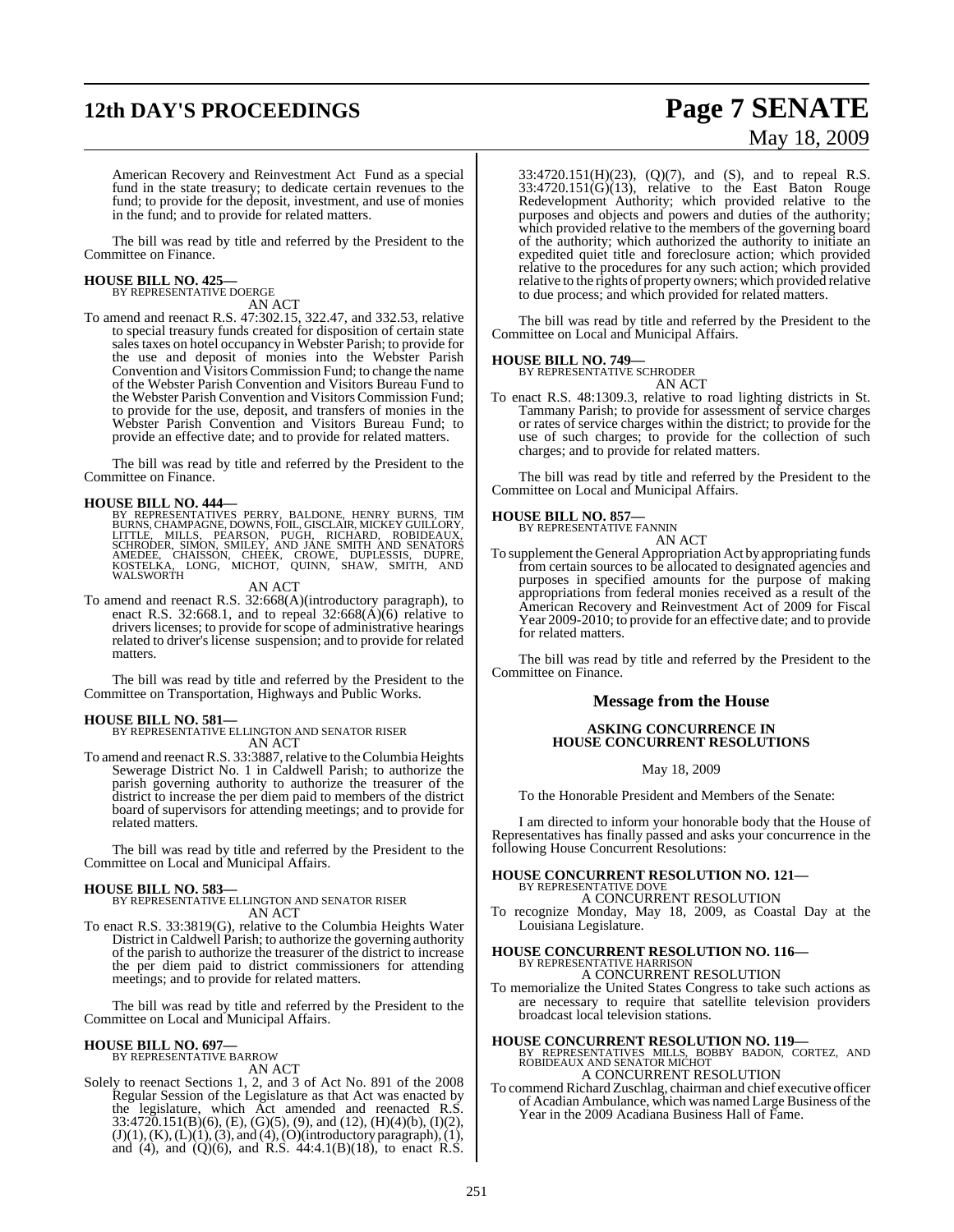American Recovery and Reinvestment Act Fund as a special fund in the state treasury; to dedicate certain revenues to the fund; to provide for the deposit, investment, and use of monies in the fund; and to provide for related matters.

The bill was read by title and referred by the President to the Committee on Finance.

**HOUSE BILL NO. 425—**
BY REPRESENTATIVE DOERGE
AN ACT

To amend and reenact R.S. 47:302.15, 322.47, and 332.53, relative to special treasury funds created for disposition of certain state sales taxes on hotel occupancy in Webster Parish; to provide for the use and deposit of monies into the Webster Parish Convention and Visitors Commission Fund; to change the name of the Webster Parish Convention and Visitors Bureau Fund to the Webster Parish Convention and Visitors Commission Fund; to provide for the use, deposit, and transfers of monies in the Webster Parish Convention and Visitors Bureau Fund; to provide an effective date; and to provide for related matters.

The bill was read by title and referred by the President to the Committee on Finance.

**HOUSE BILL NO. 444—**
BY REPRESENTATIVES PERRY, BALDONE, HENRY BURNS, TIM BURNS, CHAMPAGNE, DOWNS, FOIL, GISCLAIR, MICKEY GUILLORY, LITTLE, MILLS, PEARSON, PUGH, RICHARD, ROBIDEAUX, SCHRODER, SIMON, SMILEY, AND JANE SMITH AND SENATORS AMEDEE, CHAISSON, CHEEK, CROWE, DUPLESSIS, DUPRE, KOSTELKA, LONG, MICHOT, QUINN, SHAW, SMITH, AND WALSWORTH
AN ACT

To amend and reenact R.S. 32:668(A)(introductory paragraph), to enact R.S. 32:668.1, and to repeal 32:668(A)(6) relative to drivers licenses; to provide for scope of administrative hearings related to driver's license suspension; and to provide for related matters.

The bill was read by title and referred by the President to the Committee on Transportation, Highways and Public Works.

**HOUSE BILL NO. 581—**
BY REPRESENTATIVE ELLINGTON AND SENATOR RISER
AN ACT

To amend and reenact R.S. 33:3887, relative to the Columbia Heights Sewerage District No. 1 in Caldwell Parish; to authorize the parish governing authority to authorize the treasurer of the district to increase the per diem paid to members of the district board of supervisors for attending meetings; and to provide for related matters.

The bill was read by title and referred by the President to the Committee on Local and Municipal Affairs.

**HOUSE BILL NO. 583—**
BY REPRESENTATIVE ELLINGTON AND SENATOR RISER
AN ACT

To enact R.S. 33:3819(G), relative to the Columbia Heights Water District in Caldwell Parish; to authorize the governing authority of the parish to authorize the treasurer of the district to increase the per diem paid to district commissioners for attending meetings; and to provide for related matters.

The bill was read by title and referred by the President to the Committee on Local and Municipal Affairs.

**HOUSE BILL NO. 697—**
BY REPRESENTATIVE BARROW
AN ACT

Solely to reenact Sections 1, 2, and 3 of Act No. 891 of the 2008 Regular Session of the Legislature as that Act was enacted by the legislature, which Act amended and reenacted R.S. 33:4720.151(B)(6), (E), (G)(5), (9), and (12), (H)(4)(b), (I)(2), (J)(1), (K), (L)(1), (3), and (4), (O)(introductory paragraph), (1), and (4), and (Q)(6), and R.S. 44:4.1(B)(18), to enact R.S. 33:4720.151(H)(23), (Q)(7), and (S), and to repeal R.S. 33:4720.151(G)(13), relative to the East Baton Rouge Redevelopment Authority; which provided relative to the purposes and objects and powers and duties of the authority; which provided relative to the members of the governing board of the authority; which authorized the authority to initiate an expedited quiet title and foreclosure action; which provided relative to the procedures for any such action; which provided relative to the rights of property owners; which provided relative to due process; and which provided for related matters.

The bill was read by title and referred by the President to the Committee on Local and Municipal Affairs.

**HOUSE BILL NO. 749—**
BY REPRESENTATIVE SCHRODER
AN ACT

To enact R.S. 48:1309.3, relative to road lighting districts in St. Tammany Parish; to provide for assessment of service charges or rates of service charges within the district; to provide for the use of such charges; to provide for the collection of such charges; and to provide for related matters.

The bill was read by title and referred by the President to the Committee on Local and Municipal Affairs.

**HOUSE BILL NO. 857—**
BY REPRESENTATIVE FANNIN
AN ACT

To supplement the General Appropriation Act by appropriating funds from certain sources to be allocated to designated agencies and purposes in specified amounts for the purpose of making appropriations from federal monies received as a result of the American Recovery and Reinvestment Act of 2009 for Fiscal Year 2009-2010; to provide for an effective date; and to provide for related matters.

The bill was read by title and referred by the President to the Committee on Finance.

## Message from the House

**ASKING CONCURRENCE IN HOUSE CONCURRENT RESOLUTIONS**

May 18, 2009

To the Honorable President and Members of the Senate:

I am directed to inform your honorable body that the House of Representatives has finally passed and asks your concurrence in the following House Concurrent Resolutions:

**HOUSE CONCURRENT RESOLUTION NO. 121—**
BY REPRESENTATIVE DOVE
A CONCURRENT RESOLUTION

To recognize Monday, May 18, 2009, as Coastal Day at the Louisiana Legislature.

**HOUSE CONCURRENT RESOLUTION NO. 116—**
BY REPRESENTATIVE HARRISON
A CONCURRENT RESOLUTION

To memorialize the United States Congress to take such actions as are necessary to require that satellite television providers broadcast local television stations.

**HOUSE CONCURRENT RESOLUTION NO. 119—**
BY REPRESENTATIVES MILLS, BOBBY BADON, CORTEZ, AND ROBIDEAUX AND SENATOR MICHOT
A CONCURRENT RESOLUTION

To commend Richard Zuschlag, chairman and chief executive officer of Acadian Ambulance, which was named Large Business of the Year in the 2009 Acadiana Business Hall of Fame.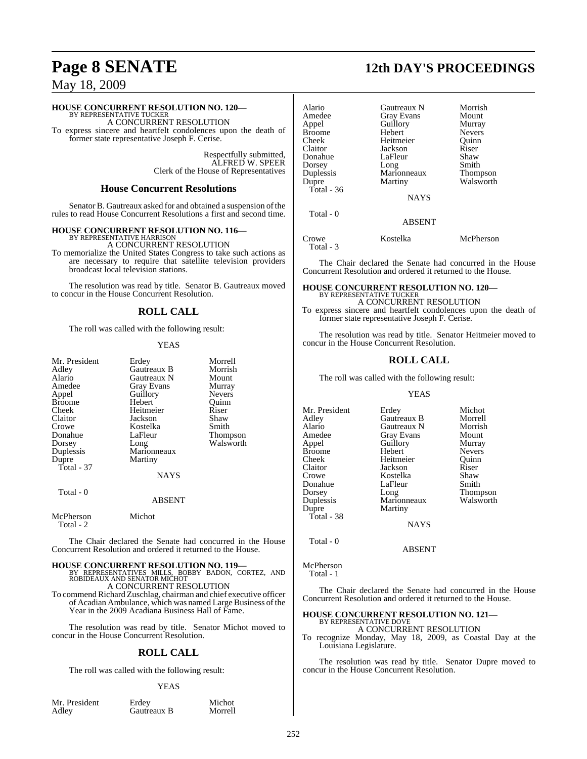**HOUSE CONCURRENT RESOLUTION NO. 120—**
BY REPRESENTATIVE TUCKER
A CONCURRENT RESOLUTION
To express sincere and heartfelt condolences upon the death of former state representative Joseph F. Cerise.

Respectfully submitted,
ALFRED W. SPEER
Clerk of the House of Representatives

## House Concurrent Resolutions

Senator B. Gautreaux asked for and obtained a suspension of the rules to read House Concurrent Resolutions a first and second time.

**HOUSE CONCURRENT RESOLUTION NO. 116—**
BY REPRESENTATIVE HARRISON
A CONCURRENT RESOLUTION
To memorialize the United States Congress to take such actions as are necessary to require that satellite television providers broadcast local television stations.

The resolution was read by title. Senator B. Gautreaux moved to concur in the House Concurrent Resolution.

## ROLL CALL

The roll was called with the following result:

YEAS

| | | |
|---|---|---|
| Mr. President | Erdey | Morrell |
| Adley | Gautreaux B | Morrish |
| Alario | Gautreaux N | Mount |
| Amedee | Gray Evans | Murray |
| Appel | Guillory | Nevers |
| Broome | Hebert | Quinn |
| Cheek | Heitmeier | Riser |
| Claitor | Jackson | Shaw |
| Crowe | Kostelka | Smith |
| Donahue | LaFleur | Thompson |
| Dorsey | Long | Walsworth |
| Duplessis | Marionneaux | |
| Dupre | Martiny | |

Total - 37

NAYS

Total - 0

ABSENT

McPherson Michot
Total - 2

The Chair declared the Senate had concurred in the House Concurrent Resolution and ordered it returned to the House.

**HOUSE CONCURRENT RESOLUTION NO. 119—**
BY REPRESENTATIVES MILLS, BOBBY BADON, CORTEZ, AND ROBIDEAUX AND SENATOR MICHOT
A CONCURRENT RESOLUTION
To commend Richard Zuschlag, chairman and chief executive officer of Acadian Ambulance, which was named Large Business of the Year in the 2009 Acadiana Business Hall of Fame.

The resolution was read by title. Senator Michot moved to concur in the House Concurrent Resolution.

## ROLL CALL

The roll was called with the following result:

YEAS

| | | |
|---|---|---|
| Mr. President | Erdey | Michot |
| Adley | Gautreaux B | Morrell |
| Alario | Gautreaux N | Morrish |
| Amedee | Gray Evans | Mount |
| Appel | Guillory | Murray |
| Broome | Hebert | Nevers |
| Cheek | Heitmeier | Quinn |
| Claitor | Jackson | Riser |
| Donahue | LaFleur | Shaw |
| Dorsey | Long | Smith |
| Duplessis | Marionneaux | Thompson |
| Dupre | Martiny | Walsworth |

Total - 36

NAYS

Total - 0

ABSENT

Crowe Kostelka McPherson
Total - 3

The Chair declared the Senate had concurred in the House Concurrent Resolution and ordered it returned to the House.

**HOUSE CONCURRENT RESOLUTION NO. 120—**
BY REPRESENTATIVE TUCKER
A CONCURRENT RESOLUTION
To express sincere and heartfelt condolences upon the death of former state representative Joseph F. Cerise.

The resolution was read by title. Senator Heitmeier moved to concur in the House Concurrent Resolution.

## ROLL CALL

The roll was called with the following result:

YEAS

| | | |
|---|---|---|
| Mr. President | Erdey | Michot |
| Adley | Gautreaux B | Morrell |
| Alario | Gautreaux N | Morrish |
| Amedee | Gray Evans | Mount |
| Appel | Guillory | Murray |
| Broome | Hebert | Nevers |
| Cheek | Heitmeier | Quinn |
| Claitor | Jackson | Riser |
| Crowe | Kostelka | Shaw |
| Donahue | LaFleur | Smith |
| Dorsey | Long | Thompson |
| Duplessis | Marionneaux | Walsworth |
| Dupre | Martiny | |

Total - 38

NAYS

Total - 0

ABSENT

McPherson
Total - 1

The Chair declared the Senate had concurred in the House Concurrent Resolution and ordered it returned to the House.

**HOUSE CONCURRENT RESOLUTION NO. 121—**
BY REPRESENTATIVE DOVE
A CONCURRENT RESOLUTION
To recognize Monday, May 18, 2009, as Coastal Day at the Louisiana Legislature.

The resolution was read by title. Senator Dupre moved to concur in the House Concurrent Resolution.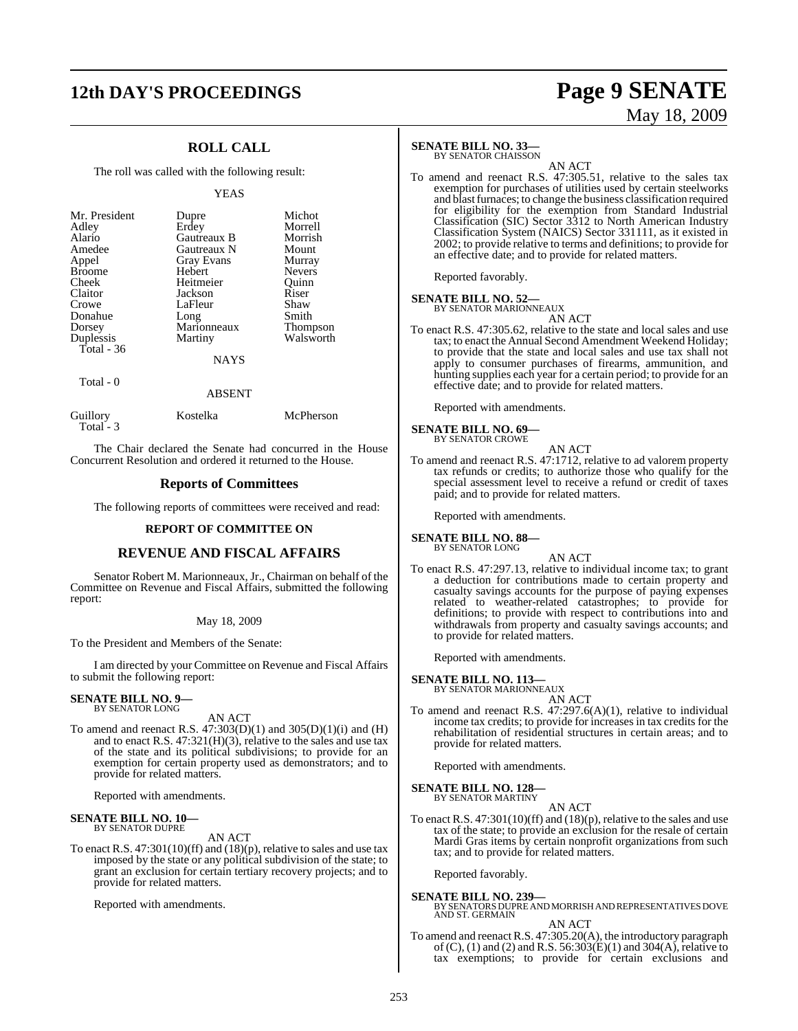## ROLL CALL

The roll was called with the following result:

YEAS

| | | |
|---|---|---|
| Mr. President | Dupre | Michot |
| Adley | Erdey | Morrell |
| Alario | Gautreaux B | Morrish |
| Amedee | Gautreaux N | Mount |
| Appel | Gray Evans | Murray |
| Broome | Hebert | Nevers |
| Cheek | Heitmeier | Quinn |
| Claitor | Jackson | Riser |
| Crowe | LaFleur | Shaw |
| Donahue | Long | Smith |
| Dorsey | Marionneaux | Thompson |
| Duplessis | Martiny | Walsworth |
| Total - 36 | | |

NAYS

Total - 0

ABSENT

| | | |
|---|---|---|
| Guillory | Kostelka | McPherson |
| Total - 3 | | |

The Chair declared the Senate had concurred in the House Concurrent Resolution and ordered it returned to the House.

## Reports of Committees

The following reports of committees were received and read:

### REPORT OF COMMITTEE ON

## REVENUE AND FISCAL AFFAIRS

Senator Robert M. Marionneaux, Jr., Chairman on behalf of the Committee on Revenue and Fiscal Affairs, submitted the following report:

May 18, 2009

To the President and Members of the Senate:

I am directed by your Committee on Revenue and Fiscal Affairs to submit the following report:

**SENATE BILL NO. 9—**
BY SENATOR LONG

AN ACT

To amend and reenact R.S. 47:303(D)(1) and 305(D)(1)(i) and (H) and to enact R.S. 47:321(H)(3), relative to the sales and use tax of the state and its political subdivisions; to provide for an exemption for certain property used as demonstrators; and to provide for related matters.

Reported with amendments.

**SENATE BILL NO. 10—**
BY SENATOR DUPRE

AN ACT

To enact R.S. 47:301(10)(ff) and (18)(p), relative to sales and use tax imposed by the state or any political subdivision of the state; to grant an exclusion for certain tertiary recovery projects; and to provide for related matters.

Reported with amendments.

**SENATE BILL NO. 33—**
BY SENATOR CHAISSON

AN ACT

To amend and reenact R.S. 47:305.51, relative to the sales tax exemption for purchases of utilities used by certain steelworks and blast furnaces; to change the business classification required for eligibility for the exemption from Standard Industrial Classification (SIC) Sector 3312 to North American Industry Classification System (NAICS) Sector 331111, as it existed in 2002; to provide relative to terms and definitions; to provide for an effective date; and to provide for related matters.

Reported favorably.

**SENATE BILL NO. 52—**
BY SENATOR MARIONNEAUX

AN ACT

To enact R.S. 47:305.62, relative to the state and local sales and use tax; to enact the Annual Second Amendment Weekend Holiday; to provide that the state and local sales and use tax shall not apply to consumer purchases of firearms, ammunition, and hunting supplies each year for a certain period; to provide for an effective date; and to provide for related matters.

Reported with amendments.

**SENATE BILL NO. 69—**
BY SENATOR CROWE

AN ACT

To amend and reenact R.S. 47:1712, relative to ad valorem property tax refunds or credits; to authorize those who qualify for the special assessment level to receive a refund or credit of taxes paid; and to provide for related matters.

Reported with amendments.

**SENATE BILL NO. 88—**
BY SENATOR LONG

AN ACT

To enact R.S. 47:297.13, relative to individual income tax; to grant a deduction for contributions made to certain property and casualty savings accounts for the purpose of paying expenses related to weather-related catastrophes; to provide for definitions; to provide with respect to contributions into and withdrawals from property and casualty savings accounts; and to provide for related matters.

Reported with amendments.

**SENATE BILL NO. 113—**
BY SENATOR MARIONNEAUX

AN ACT

To amend and reenact R.S. 47:297.6(A)(1), relative to individual income tax credits; to provide for increases in tax credits for the rehabilitation of residential structures in certain areas; and to provide for related matters.

Reported with amendments.

**SENATE BILL NO. 128—**
BY SENATOR MARTINY

AN ACT

To enact R.S. 47:301(10)(ff) and (18)(p), relative to the sales and use tax of the state; to provide an exclusion for the resale of certain Mardi Gras items by certain nonprofit organizations from such tax; and to provide for related matters.

Reported favorably.

**SENATE BILL NO. 239—**
BY SENATORS DUPRE AND MORRISH AND REPRESENTATIVES DOVE AND ST. GERMAIN

AN ACT

To amend and reenact R.S. 47:305.20(A), the introductory paragraph of (C), (1) and (2) and R.S. 56:303(E)(1) and 304(A), relative to tax exemptions; to provide for certain exclusions and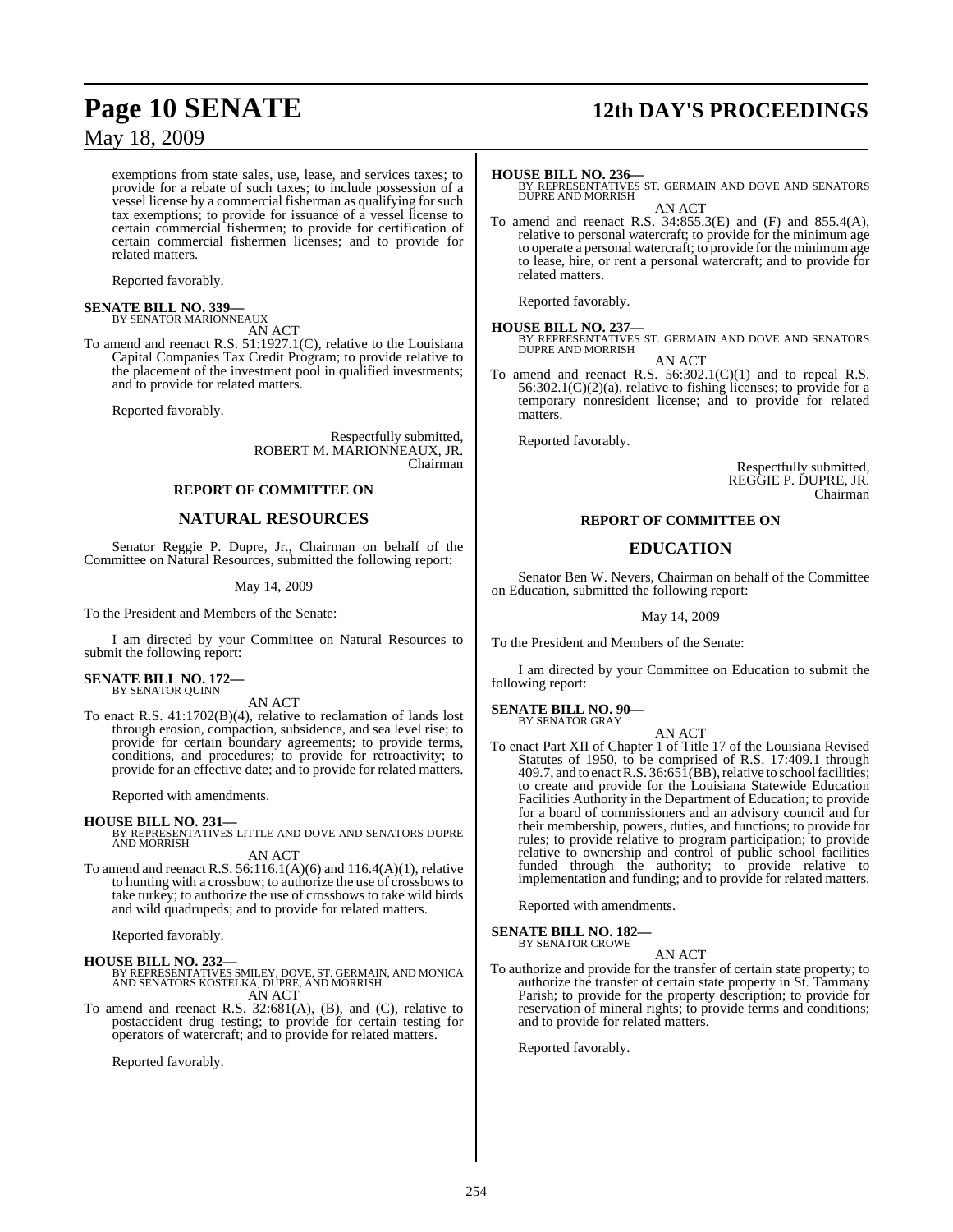exemptions from state sales, use, lease, and services taxes; to provide for a rebate of such taxes; to include possession of a vessel license by a commercial fisherman as qualifying for such tax exemptions; to provide for issuance of a vessel license to certain commercial fishermen; to provide for certification of certain commercial fishermen licenses; and to provide for related matters.

Reported favorably.

**SENATE BILL NO. 339—**
BY SENATOR MARIONNEAUX

AN ACT

To amend and reenact R.S. 51:1927.1(C), relative to the Louisiana Capital Companies Tax Credit Program; to provide relative to the placement of the investment pool in qualified investments; and to provide for related matters.

Reported favorably.

Respectfully submitted,
ROBERT M. MARIONNEAUX, JR.
Chairman

**REPORT OF COMMITTEE ON**

## NATURAL RESOURCES

Senator Reggie P. Dupre, Jr., Chairman on behalf of the Committee on Natural Resources, submitted the following report:

May 14, 2009

To the President and Members of the Senate:

I am directed by your Committee on Natural Resources to submit the following report:

**SENATE BILL NO. 172—**
BY SENATOR QUINN

AN ACT

To enact R.S. 41:1702(B)(4), relative to reclamation of lands lost through erosion, compaction, subsidence, and sea level rise; to provide for certain boundary agreements; to provide terms, conditions, and procedures; to provide for retroactivity; to provide for an effective date; and to provide for related matters.

Reported with amendments.

**HOUSE BILL NO. 231—**
BY REPRESENTATIVES LITTLE AND DOVE AND SENATORS DUPRE AND MORRISH

AN ACT

To amend and reenact R.S. 56:116.1(A)(6) and 116.4(A)(1), relative to hunting with a crossbow; to authorize the use of crossbows to take turkey; to authorize the use of crossbows to take wild birds and wild quadrupeds; and to provide for related matters.

Reported favorably.

**HOUSE BILL NO. 232—**
BY REPRESENTATIVES SMILEY, DOVE, ST. GERMAIN, AND MONICA AND SENATORS KOSTELKA, DUPRE, AND MORRISH

AN ACT

To amend and reenact R.S. 32:681(A), (B), and (C), relative to postaccident drug testing; to provide for certain testing for operators of watercraft; and to provide for related matters.

Reported favorably.

**HOUSE BILL NO. 236—**
BY REPRESENTATIVES ST. GERMAIN AND DOVE AND SENATORS DUPRE AND MORRISH

AN ACT

To amend and reenact R.S. 34:855.3(E) and (F) and 855.4(A), relative to personal watercraft; to provide for the minimum age to operate a personal watercraft; to provide for the minimum age to lease, hire, or rent a personal watercraft; and to provide for related matters.

Reported favorably.

**HOUSE BILL NO. 237—**
BY REPRESENTATIVES ST. GERMAIN AND DOVE AND SENATORS DUPRE AND MORRISH

AN ACT

To amend and reenact R.S. 56:302.1(C)(1) and to repeal R.S. 56:302.1(C)(2)(a), relative to fishing licenses; to provide for a temporary nonresident license; and to provide for related matters.

Reported favorably.

Respectfully submitted,
REGGIE P. DUPRE, JR.
Chairman

**REPORT OF COMMITTEE ON**

## EDUCATION

Senator Ben W. Nevers, Chairman on behalf of the Committee on Education, submitted the following report:

May 14, 2009

To the President and Members of the Senate:

I am directed by your Committee on Education to submit the following report:

**SENATE BILL NO. 90—**
BY SENATOR GRAY

AN ACT

To enact Part XII of Chapter 1 of Title 17 of the Louisiana Revised Statutes of 1950, to be comprised of R.S. 17:409.1 through 409.7, and to enact R.S. 36:651(BB), relative to school facilities; to create and provide for the Louisiana Statewide Education Facilities Authority in the Department of Education; to provide for a board of commissioners and an advisory council and for their membership, powers, duties, and functions; to provide for rules; to provide relative to program participation; to provide relative to ownership and control of public school facilities funded through the authority; to provide relative to implementation and funding; and to provide for related matters.

Reported with amendments.

**SENATE BILL NO. 182—**
BY SENATOR CROWE

AN ACT

To authorize and provide for the transfer of certain state property; to authorize the transfer of certain state property in St. Tammany Parish; to provide for the property description; to provide for reservation of mineral rights; to provide terms and conditions; and to provide for related matters.

Reported favorably.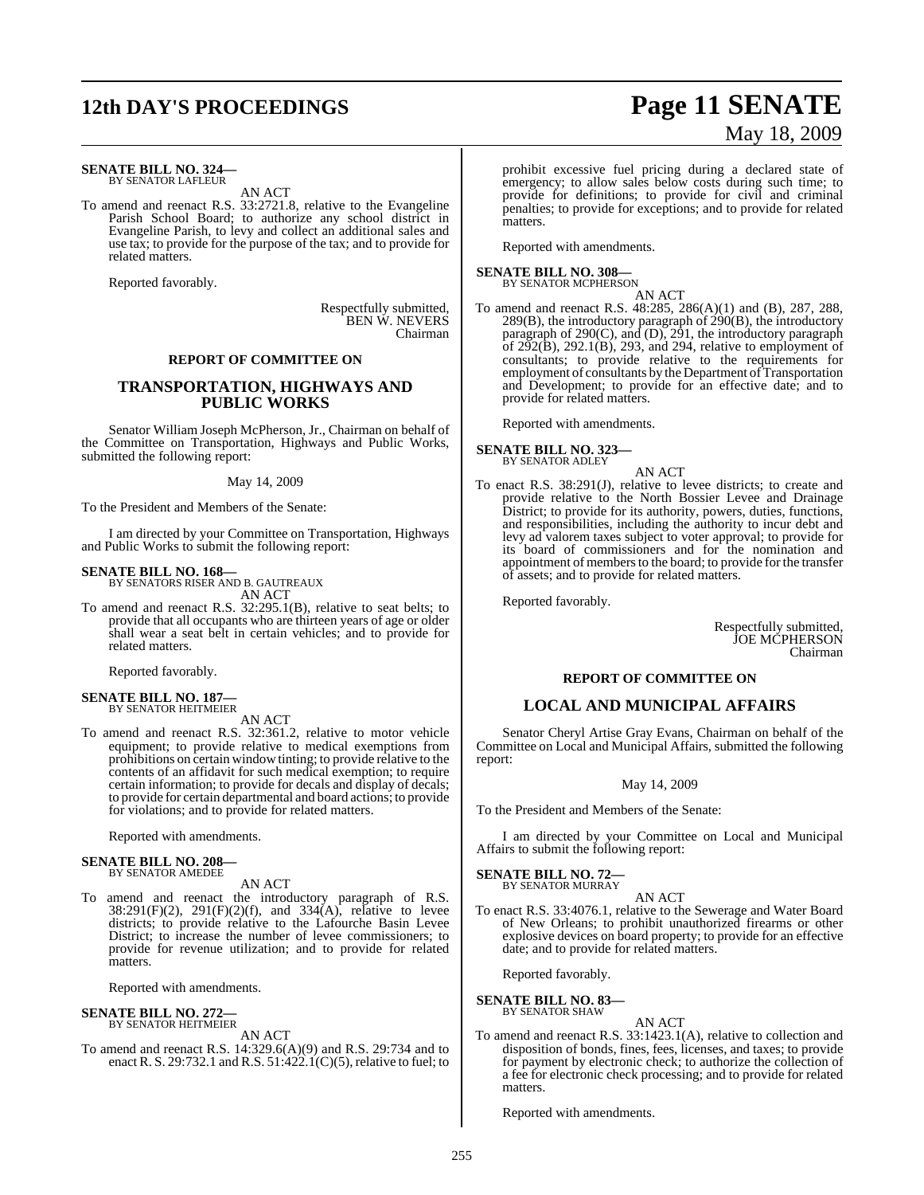**SENATE BILL NO. 324—**
BY SENATOR LAFLEUR

AN ACT

To amend and reenact R.S. 33:2721.8, relative to the Evangeline Parish School Board; to authorize any school district in Evangeline Parish, to levy and collect an additional sales and use tax; to provide for the purpose of the tax; and to provide for related matters.

Reported favorably.

Respectfully submitted,
BEN W. NEVERS
Chairman

## REPORT OF COMMITTEE ON

## TRANSPORTATION, HIGHWAYS AND PUBLIC WORKS

Senator William Joseph McPherson, Jr., Chairman on behalf of the Committee on Transportation, Highways and Public Works, submitted the following report:

May 14, 2009

To the President and Members of the Senate:

I am directed by your Committee on Transportation, Highways and Public Works to submit the following report:

**SENATE BILL NO. 168—**
BY SENATORS RISER AND B. GAUTREAUX

AN ACT

To amend and reenact R.S. 32:295.1(B), relative to seat belts; to provide that all occupants who are thirteen years of age or older shall wear a seat belt in certain vehicles; and to provide for related matters.

Reported favorably.

**SENATE BILL NO. 187—**
BY SENATOR HEITMEIER

AN ACT

To amend and reenact R.S. 32:361.2, relative to motor vehicle equipment; to provide relative to medical exemptions from prohibitions on certain window tinting; to provide relative to the contents of an affidavit for such medical exemption; to require certain information; to provide for decals and display of decals; to provide for certain departmental and board actions; to provide for violations; and to provide for related matters.

Reported with amendments.

**SENATE BILL NO. 208—**
BY SENATOR AMEDEE

AN ACT

To amend and reenact the introductory paragraph of R.S. 38:291(F)(2), 291(F)(2)(f), and 334(A), relative to levee districts; to provide relative to the Lafourche Basin Levee District; to increase the number of levee commissioners; to provide for revenue utilization; and to provide for related matters.

Reported with amendments.

**SENATE BILL NO. 272—**
BY SENATOR HEITMEIER

AN ACT

To amend and reenact R.S. 14:329.6(A)(9) and R.S. 29:734 and to enact R. S. 29:732.1 and R.S. 51:422.1(C)(5), relative to fuel; to prohibit excessive fuel pricing during a declared state of emergency; to allow sales below costs during such time; to provide for definitions; to provide for civil and criminal penalties; to provide for exceptions; and to provide for related matters.

Reported with amendments.

**SENATE BILL NO. 308—**
BY SENATOR MCPHERSON

AN ACT

To amend and reenact R.S. 48:285, 286(A)(1) and (B), 287, 288, 289(B), the introductory paragraph of 290(B), the introductory paragraph of 290(C), and (D), 291, the introductory paragraph of 292(B), 292.1(B), 293, and 294, relative to employment of consultants; to provide relative to the requirements for employment of consultants by the Department of Transportation and Development; to provide for an effective date; and to provide for related matters.

Reported with amendments.

**SENATE BILL NO. 323—**
BY SENATOR ADLEY

AN ACT

To enact R.S. 38:291(J), relative to levee districts; to create and provide relative to the North Bossier Levee and Drainage District; to provide for its authority, powers, duties, functions, and responsibilities, including the authority to incur debt and levy ad valorem taxes subject to voter approval; to provide for its board of commissioners and for the nomination and appointment of members to the board; to provide for the transfer of assets; and to provide for related matters.

Reported favorably.

Respectfully submitted,
JOE MCPHERSON
Chairman

## REPORT OF COMMITTEE ON

## LOCAL AND MUNICIPAL AFFAIRS

Senator Cheryl Artise Gray Evans, Chairman on behalf of the Committee on Local and Municipal Affairs, submitted the following report:

May 14, 2009

To the President and Members of the Senate:

I am directed by your Committee on Local and Municipal Affairs to submit the following report:

**SENATE BILL NO. 72—**
BY SENATOR MURRAY

AN ACT

To enact R.S. 33:4076.1, relative to the Sewerage and Water Board of New Orleans; to prohibit unauthorized firearms or other explosive devices on board property; to provide for an effective date; and to provide for related matters.

Reported favorably.

**SENATE BILL NO. 83—**
BY SENATOR SHAW

AN ACT

To amend and reenact R.S. 33:1423.1(A), relative to collection and disposition of bonds, fines, fees, licenses, and taxes; to provide for payment by electronic check; to authorize the collection of a fee for electronic check processing; and to provide for related matters.

Reported with amendments.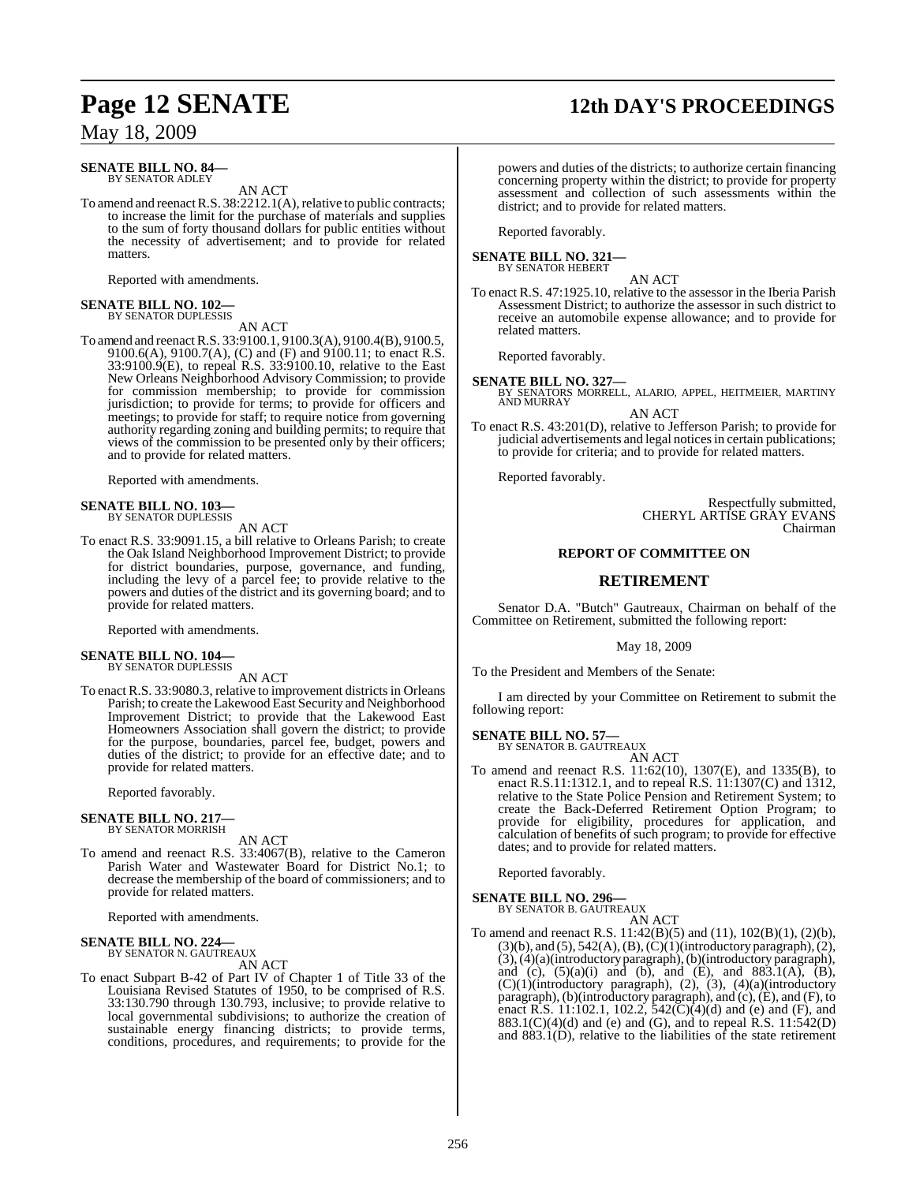**SENATE BILL NO. 84—**
BY SENATOR ADLEY

AN ACT

To amend and reenact R.S. 38:2212.1(A), relative to public contracts; to increase the limit for the purchase of materials and supplies to the sum of forty thousand dollars for public entities without the necessity of advertisement; and to provide for related matters.

Reported with amendments.

**SENATE BILL NO. 102—**
BY SENATOR DUPLESSIS

AN ACT

To amend and reenact R.S. 33:9100.1, 9100.3(A), 9100.4(B), 9100.5, 9100.6(A), 9100.7(A), (C) and (F) and 9100.11; to enact R.S. 33:9100.9(E), to repeal R.S. 33:9100.10, relative to the East New Orleans Neighborhood Advisory Commission; to provide for commission membership; to provide for commission jurisdiction; to provide for terms; to provide for officers and meetings; to provide for staff; to require notice from governing authority regarding zoning and building permits; to require that views of the commission to be presented only by their officers; and to provide for related matters.

Reported with amendments.

**SENATE BILL NO. 103—**
BY SENATOR DUPLESSIS

AN ACT

To enact R.S. 33:9091.15, a bill relative to Orleans Parish; to create the Oak Island Neighborhood Improvement District; to provide for district boundaries, purpose, governance, and funding, including the levy of a parcel fee; to provide relative to the powers and duties of the district and its governing board; and to provide for related matters.

Reported with amendments.

**SENATE BILL NO. 104—**
BY SENATOR DUPLESSIS

AN ACT

To enact R.S. 33:9080.3, relative to improvement districts in Orleans Parish; to create the Lakewood East Security and Neighborhood Improvement District; to provide that the Lakewood East Homeowners Association shall govern the district; to provide for the purpose, boundaries, parcel fee, budget, powers and duties of the district; to provide for an effective date; and to provide for related matters.

Reported favorably.

**SENATE BILL NO. 217—**
BY SENATOR MORRISH

AN ACT

To amend and reenact R.S. 33:4067(B), relative to the Cameron Parish Water and Wastewater Board for District No.1; to decrease the membership of the board of commissioners; and to provide for related matters.

Reported with amendments.

**SENATE BILL NO. 224—**
BY SENATOR N. GAUTREAUX

AN ACT

To enact Subpart B-42 of Part IV of Chapter 1 of Title 33 of the Louisiana Revised Statutes of 1950, to be comprised of R.S. 33:130.790 through 130.793, inclusive; to provide relative to local governmental subdivisions; to authorize the creation of sustainable energy financing districts; to provide terms, conditions, procedures, and requirements; to provide for the powers and duties of the districts; to authorize certain financing concerning property within the district; to provide for property assessment and collection of such assessments within the district; and to provide for related matters.

Reported favorably.

**SENATE BILL NO. 321—**
BY SENATOR HEBERT

AN ACT

To enact R.S. 47:1925.10, relative to the assessor in the Iberia Parish Assessment District; to authorize the assessor in such district to receive an automobile expense allowance; and to provide for related matters.

Reported favorably.

**SENATE BILL NO. 327—**
BY SENATORS MORRELL, ALARIO, APPEL, HEITMEIER, MARTINY AND MURRAY

AN ACT

To enact R.S. 43:201(D), relative to Jefferson Parish; to provide for judicial advertisements and legal notices in certain publications; to provide for criteria; and to provide for related matters.

Reported favorably.

Respectfully submitted,
CHERYL ARTISE GRAY EVANS
Chairman

## REPORT OF COMMITTEE ON

## RETIREMENT

Senator D.A. "Butch" Gautreaux, Chairman on behalf of the Committee on Retirement, submitted the following report:

May 18, 2009

To the President and Members of the Senate:

I am directed by your Committee on Retirement to submit the following report:

**SENATE BILL NO. 57—**
BY SENATOR B. GAUTREAUX

AN ACT

To amend and reenact R.S. 11:62(10), 1307(E), and 1335(B), to enact R.S.11:1312.1, and to repeal R.S. 11:1307(C) and 1312, relative to the State Police Pension and Retirement System; to create the Back-Deferred Retirement Option Program; to provide for eligibility, procedures for application, and calculation of benefits of such program; to provide for effective dates; and to provide for related matters.

Reported favorably.

**SENATE BILL NO. 296—**
BY SENATOR B. GAUTREAUX

AN ACT

To amend and reenact R.S. 11:42(B)(5) and (11), 102(B)(1), (2)(b), (3)(b), and (5), 542(A), (B), (C)(1)(introductory paragraph), (2), (3), (4)(a)(introductory paragraph), (b)(introductory paragraph), and (c), (5)(a)(i) and (b), and (E), and 883.1(A), (B), (C)(1)(introductory paragraph), (2), (3), (4)(a)(introductory paragraph), (b)(introductory paragraph), and (c), (E), and (F), to enact R.S. 11:102.1, 102.2, 542(C)(4)(d) and (e) and (F), and 883.1(C)(4)(d) and (e) and (G), and to repeal R.S. 11:542(D) and 883.1(D), relative to the liabilities of the state retirement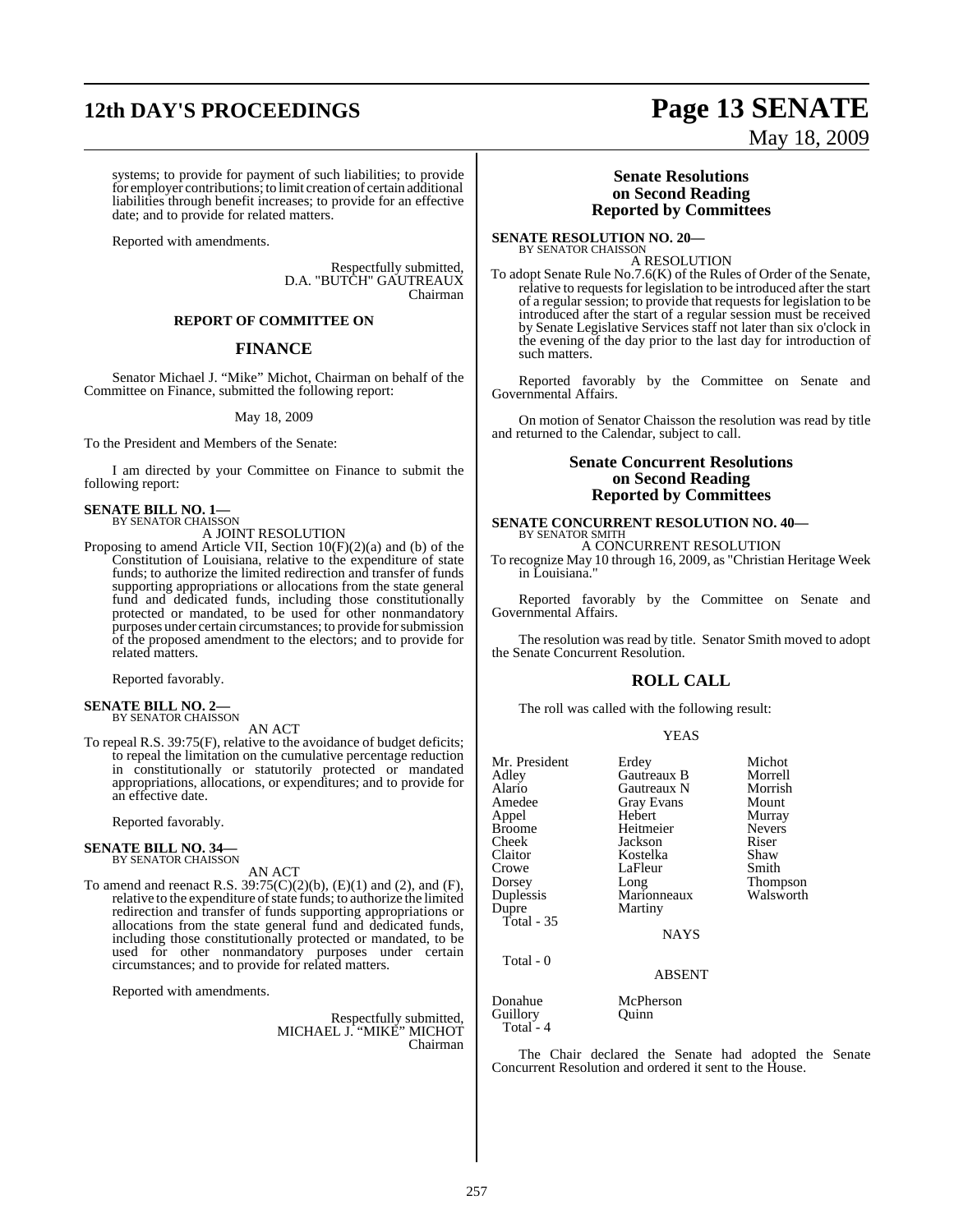systems; to provide for payment of such liabilities; to provide for employer contributions; to limit creation of certain additional liabilities through benefit increases; to provide for an effective date; and to provide for related matters.

Reported with amendments.

Respectfully submitted,
D.A. "BUTCH" GAUTREAUX
Chairman

**REPORT OF COMMITTEE ON**

## FINANCE

Senator Michael J. "Mike" Michot, Chairman on behalf of the Committee on Finance, submitted the following report:

May 18, 2009

To the President and Members of the Senate:

I am directed by your Committee on Finance to submit the following report:

**SENATE BILL NO. 1—**
BY SENATOR CHAISSON

A JOINT RESOLUTION

Proposing to amend Article VII, Section 10(F)(2)(a) and (b) of the Constitution of Louisiana, relative to the expenditure of state funds; to authorize the limited redirection and transfer of funds supporting appropriations or allocations from the state general fund and dedicated funds, including those constitutionally protected or mandated, to be used for other nonmandatory purposes under certain circumstances; to provide for submission of the proposed amendment to the electors; and to provide for related matters.

Reported favorably.

**SENATE BILL NO. 2—**
BY SENATOR CHAISSON

AN ACT

To repeal R.S. 39:75(F), relative to the avoidance of budget deficits; to repeal the limitation on the cumulative percentage reduction in constitutionally or statutorily protected or mandated appropriations, allocations, or expenditures; and to provide for an effective date.

Reported favorably.

**SENATE BILL NO. 34—**
BY SENATOR CHAISSON

AN ACT

To amend and reenact R.S. 39:75(C)(2)(b), (E)(1) and (2), and (F), relative to the expenditure of state funds; to authorize the limited redirection and transfer of funds supporting appropriations or allocations from the state general fund and dedicated funds, including those constitutionally protected or mandated, to be used for other nonmandatory purposes under certain circumstances; and to provide for related matters.

Reported with amendments.

Respectfully submitted,
MICHAEL J. "MIKE" MICHOT
Chairman

## Senate Resolutions on Second Reading Reported by Committees

**SENATE RESOLUTION NO. 20—**
BY SENATOR CHAISSON

A RESOLUTION

To adopt Senate Rule No.7.6(K) of the Rules of Order of the Senate, relative to requests for legislation to be introduced after the start of a regular session; to provide that requests for legislation to be introduced after the start of a regular session must be received by Senate Legislative Services staff not later than six o'clock in the evening of the day prior to the last day for introduction of such matters.

Reported favorably by the Committee on Senate and Governmental Affairs.

On motion of Senator Chaisson the resolution was read by title and returned to the Calendar, subject to call.

## Senate Concurrent Resolutions on Second Reading Reported by Committees

**SENATE CONCURRENT RESOLUTION NO. 40—**
BY SENATOR SMITH

A CONCURRENT RESOLUTION

To recognize May 10 through 16, 2009, as "Christian Heritage Week in Louisiana."

Reported favorably by the Committee on Senate and Governmental Affairs.

The resolution was read by title. Senator Smith moved to adopt the Senate Concurrent Resolution.

## ROLL CALL

The roll was called with the following result:

YEAS

| | | |
|---|---|---|
| Mr. President | Erdey | Michot |
| Adley | Gautreaux B | Morrell |
| Alario | Gautreaux N | Morrish |
| Amedee | Gray Evans | Mount |
| Appel | Hebert | Murray |
| Broome | Heitmeier | Nevers |
| Cheek | Jackson | Riser |
| Claitor | Kostelka | Shaw |
| Crowe | LaFleur | Smith |
| Dorsey | Long | Thompson |
| Duplessis | Marionneaux | Walsworth |
| Dupre | Martiny | |

Total - 35

NAYS

Total - 0

ABSENT

| | |
|---|---|
| Donahue | McPherson |
| Guillory | Quinn |

Total - 4

The Chair declared the Senate had adopted the Senate Concurrent Resolution and ordered it sent to the House.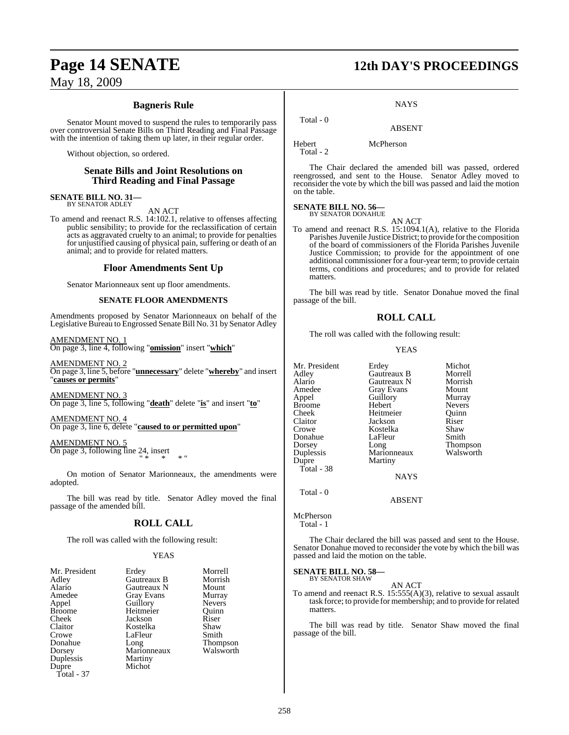## Bagneris Rule

Senator Mount moved to suspend the rules to temporarily pass over controversial Senate Bills on Third Reading and Final Passage with the intention of taking them up later, in their regular order.

Without objection, so ordered.

## Senate Bills and Joint Resolutions on Third Reading and Final Passage

**SENATE BILL NO. 31—**
BY SENATOR ADLEY

AN ACT

To amend and reenact R.S. 14:102.1, relative to offenses affecting public sensibility; to provide for the reclassification of certain acts as aggravated cruelty to an animal; to provide for penalties for unjustified causing of physical pain, suffering or death of an animal; and to provide for related matters.

## Floor Amendments Sent Up

Senator Marionneaux sent up floor amendments.

**SENATE FLOOR AMENDMENTS**

Amendments proposed by Senator Marionneaux on behalf of the Legislative Bureau to Engrossed Senate Bill No. 31 by Senator Adley

AMENDMENT NO. 1
On page 3, line 4, following "**omission**" insert "**which**"

AMENDMENT NO. 2
On page 3, line 5, before "**unnecessary**" delete "**whereby**" and insert "**causes or permits**"

AMENDMENT NO. 3
On page 3, line 5, following "**death**" delete "**is**" and insert "**to**"

AMENDMENT NO. 4
On page 3, line 6, delete "**caused to or permitted upon**"

AMENDMENT NO. 5
On page 3, following line 24, insert
" * * * "

On motion of Senator Marionneaux, the amendments were adopted.

The bill was read by title. Senator Adley moved the final passage of the amended bill.

## ROLL CALL

The roll was called with the following result:

YEAS

| | | |
|---|---|---|
| Mr. President | Erdey | Morrell |
| Adley | Gautreaux B | Morrish |
| Alario | Gautreaux N | Mount |
| Amedee | Gray Evans | Murray |
| Appel | Guillory | Nevers |
| Broome | Heitmeier | Quinn |
| Cheek | Jackson | Riser |
| Claitor | Kostelka | Shaw |
| Crowe | LaFleur | Smith |
| Donahue | Long | Thompson |
| Dorsey | Marionneaux | Walsworth |
| Duplessis | Martiny | |
| Dupre | Michot | |

Total - 37

NAYS

Total - 0

ABSENT

Hebert McPherson
Total - 2

The Chair declared the amended bill was passed, ordered reengrossed, and sent to the House. Senator Adley moved to reconsider the vote by which the bill was passed and laid the motion on the table.

**SENATE BILL NO. 56—**
BY SENATOR DONAHUE

AN ACT

To amend and reenact R.S. 15:1094.1(A), relative to the Florida Parishes Juvenile Justice District; to provide for the composition of the board of commissioners of the Florida Parishes Juvenile Justice Commission; to provide for the appointment of one additional commissioner for a four-year term; to provide certain terms, conditions and procedures; and to provide for related matters.

The bill was read by title. Senator Donahue moved the final passage of the bill.

## ROLL CALL

The roll was called with the following result:

YEAS

| | | |
|---|---|---|
| Mr. President | Erdey | Michot |
| Adley | Gautreaux B | Morrell |
| Alario | Gautreaux N | Morrish |
| Amedee | Gray Evans | Mount |
| Appel | Guillory | Murray |
| Broome | Hebert | Nevers |
| Cheek | Heitmeier | Quinn |
| Claitor | Jackson | Riser |
| Crowe | Kostelka | Shaw |
| Donahue | LaFleur | Smith |
| Dorsey | Long | Thompson |
| Duplessis | Marionneaux | Walsworth |
| Dupre | Martiny | |

Total - 38

NAYS

Total - 0

ABSENT

McPherson
Total - 1

The Chair declared the bill was passed and sent to the House. Senator Donahue moved to reconsider the vote by which the bill was passed and laid the motion on the table.

**SENATE BILL NO. 58—**
BY SENATOR SHAW

AN ACT

To amend and reenact R.S. 15:555(A)(3), relative to sexual assault task force; to provide for membership; and to provide for related matters.

The bill was read by title. Senator Shaw moved the final passage of the bill.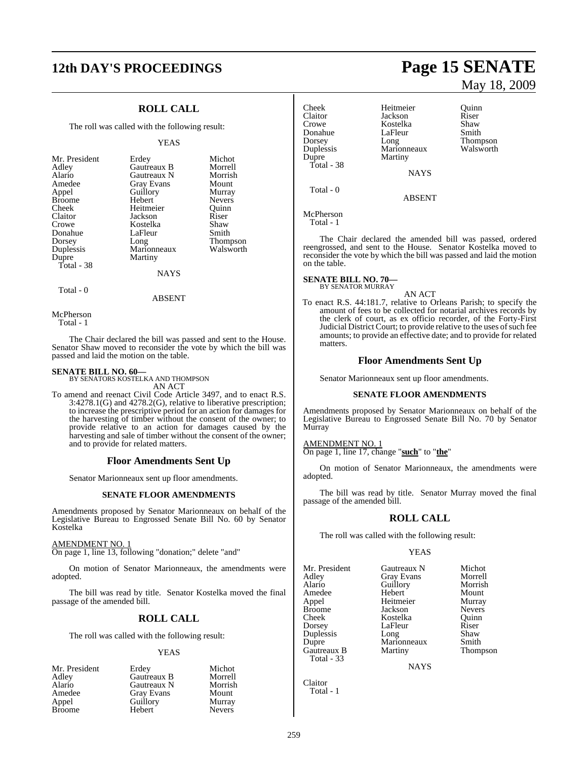## ROLL CALL

The roll was called with the following result:

YEAS

| | | |
|---|---|---|
| Mr. President | Erdey | Michot |
| Adley | Gautreaux B | Morrell |
| Alario | Gautreaux N | Morrish |
| Amedee | Gray Evans | Mount |
| Appel | Guillory | Murray |
| Broome | Hebert | Nevers |
| Cheek | Heitmeier | Quinn |
| Claitor | Jackson | Riser |
| Crowe | Kostelka | Shaw |
| Donahue | LaFleur | Smith |
| Dorsey | Long | Thompson |
| Duplessis | Marionneaux | Walsworth |
| Dupre | Martiny | |
| Total - 38 | | |

NAYS

Total - 0

ABSENT

McPherson
Total - 1

The Chair declared the bill was passed and sent to the House. Senator Shaw moved to reconsider the vote by which the bill was passed and laid the motion on the table.

**SENATE BILL NO. 60—**
BY SENATORS KOSTELKA AND THOMPSON
AN ACT

To amend and reenact Civil Code Article 3497, and to enact R.S. 3:4278.1(G) and 4278.2(G), relative to liberative prescription; to increase the prescriptive period for an action for damages for the harvesting of timber without the consent of the owner; to provide relative to an action for damages caused by the harvesting and sale of timber without the consent of the owner; and to provide for related matters.

### Floor Amendments Sent Up

Senator Marionneaux sent up floor amendments.

#### SENATE FLOOR AMENDMENTS

Amendments proposed by Senator Marionneaux on behalf of the Legislative Bureau to Engrossed Senate Bill No. 60 by Senator Kostelka

AMENDMENT NO. 1
On page 1, line 13, following "donation;" delete "and"

On motion of Senator Marionneaux, the amendments were adopted.

The bill was read by title. Senator Kostelka moved the final passage of the amended bill.

## ROLL CALL

The roll was called with the following result:

YEAS

| | | |
|---|---|---|
| Mr. President | Erdey | Michot |
| Adley | Gautreaux B | Morrell |
| Alario | Gautreaux N | Morrish |
| Amedee | Gray Evans | Mount |
| Appel | Guillory | Murray |
| Broome | Hebert | Nevers |
| Cheek | Heitmeier | Quinn |
| Claitor | Jackson | Riser |
| Crowe | Kostelka | Shaw |
| Donahue | LaFleur | Smith |
| Dorsey | Long | Thompson |
| Duplessis | Marionneaux | Walsworth |
| Dupre | Martiny | |
| Total - 38 | | |

NAYS

Total - 0

ABSENT

McPherson
Total - 1

The Chair declared the amended bill was passed, ordered reengrossed, and sent to the House. Senator Kostelka moved to reconsider the vote by which the bill was passed and laid the motion on the table.

**SENATE BILL NO. 70—**
BY SENATOR MURRAY
AN ACT

To enact R.S. 44:181.7, relative to Orleans Parish; to specify the amount of fees to be collected for notarial archives records by the clerk of court, as ex officio recorder, of the Forty-First Judicial District Court; to provide relative to the uses of such fee amounts; to provide an effective date; and to provide for related matters.

### Floor Amendments Sent Up

Senator Marionneaux sent up floor amendments.

#### SENATE FLOOR AMENDMENTS

Amendments proposed by Senator Marionneaux on behalf of the Legislative Bureau to Engrossed Senate Bill No. 70 by Senator Murray

AMENDMENT NO. 1
On page 1, line 17, change "**such**" to "**the**"

On motion of Senator Marionneaux, the amendments were adopted.

The bill was read by title. Senator Murray moved the final passage of the amended bill.

## ROLL CALL

The roll was called with the following result:

YEAS

| | | |
|---|---|---|
| Mr. President | Gautreaux N | Michot |
| Adley | Gray Evans | Morrell |
| Alario | Guillory | Morrish |
| Amedee | Hebert | Mount |
| Appel | Heitmeier | Murray |
| Broome | Jackson | Nevers |
| Cheek | Kostelka | Quinn |
| Dorsey | LaFleur | Riser |
| Duplessis | Long | Shaw |
| Dupre | Marionneaux | Smith |
| Gautreaux B | Martiny | Thompson |
| Total - 33 | | |

NAYS

Claitor
Total - 1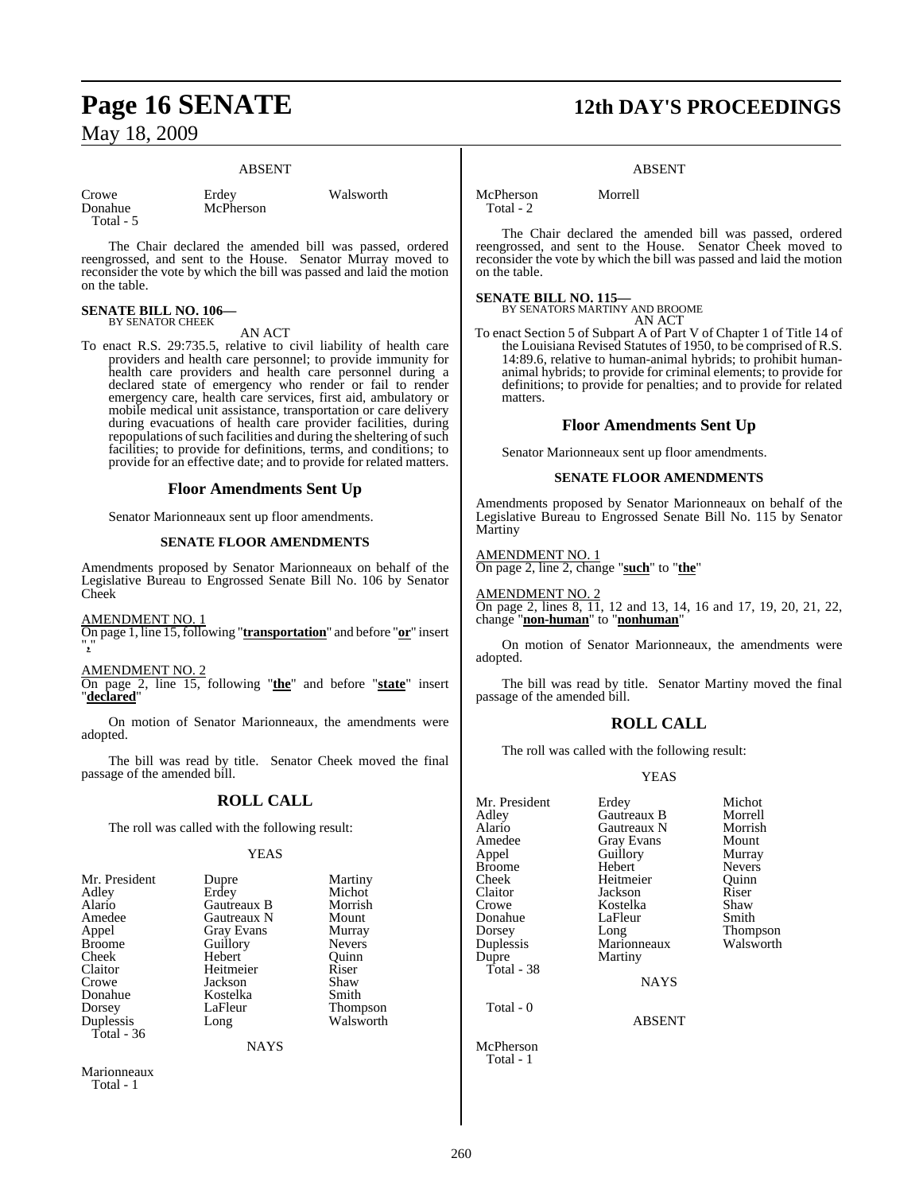ABSENT

| | | |
|---|---|---|
| Crowe | Erdey | Walsworth |
| Donahue | McPherson | |
| Total - 5 | | |

The Chair declared the amended bill was passed, ordered reengrossed, and sent to the House. Senator Murray moved to reconsider the vote by which the bill was passed and laid the motion on the table.

**SENATE BILL NO. 106—**
BY SENATOR CHEEK

AN ACT

To enact R.S. 29:735.5, relative to civil liability of health care providers and health care personnel; to provide immunity for health care providers and health care personnel during a declared state of emergency who render or fail to render emergency care, health care services, first aid, ambulatory or mobile medical unit assistance, transportation or care delivery during evacuations of health care provider facilities, during repopulations of such facilities and during the sheltering of such facilities; to provide for definitions, terms, and conditions; to provide for an effective date; and to provide for related matters.

## Floor Amendments Sent Up

Senator Marionneaux sent up floor amendments.

### SENATE FLOOR AMENDMENTS

Amendments proposed by Senator Marionneaux on behalf of the Legislative Bureau to Engrossed Senate Bill No. 106 by Senator Cheek

AMENDMENT NO. 1
On page 1, line 15, following "**transportation**" and before "**or**" insert "**,**"

AMENDMENT NO. 2
On page 2, line 15, following "**the**" and before "**state**" insert "**declared**"

On motion of Senator Marionneaux, the amendments were adopted.

The bill was read by title. Senator Cheek moved the final passage of the amended bill.

## ROLL CALL

The roll was called with the following result:

YEAS

| | | |
|---|---|---|
| Mr. President | Dupre | Martiny |
| Adley | Erdey | Michot |
| Alario | Gautreaux B | Morrish |
| Amedee | Gautreaux N | Mount |
| Appel | Gray Evans | Murray |
| Broome | Guillory | Nevers |
| Cheek | Hebert | Quinn |
| Claitor | Heitmeier | Riser |
| Crowe | Jackson | Shaw |
| Donahue | Kostelka | Smith |
| Dorsey | LaFleur | Thompson |
| Duplessis | Long | Walsworth |
| Total - 36 | | |

NAYS

Marionneaux
Total - 1

ABSENT

| | |
|---|---|
| McPherson | Morrell |
| Total - 2 | |

The Chair declared the amended bill was passed, ordered reengrossed, and sent to the House. Senator Cheek moved to reconsider the vote by which the bill was passed and laid the motion on the table.

**SENATE BILL NO. 115—**
BY SENATORS MARTINY AND BROOME

AN ACT

To enact Section 5 of Subpart A of Part V of Chapter 1 of Title 14 of the Louisiana Revised Statutes of 1950, to be comprised of R.S. 14:89.6, relative to human-animal hybrids; to prohibit human-animal hybrids; to provide for criminal elements; to provide for definitions; to provide for penalties; and to provide for related matters.

## Floor Amendments Sent Up

Senator Marionneaux sent up floor amendments.

### SENATE FLOOR AMENDMENTS

Amendments proposed by Senator Marionneaux on behalf of the Legislative Bureau to Engrossed Senate Bill No. 115 by Senator Martiny

AMENDMENT NO. 1
On page 2, line 2, change "**such**" to "**the**"

AMENDMENT NO. 2
On page 2, lines 8, 11, 12 and 13, 14, 16 and 17, 19, 20, 21, 22, change "**non-human**" to "**nonhuman**"

On motion of Senator Marionneaux, the amendments were adopted.

The bill was read by title. Senator Martiny moved the final passage of the amended bill.

## ROLL CALL

The roll was called with the following result:

YEAS

| | | |
|---|---|---|
| Mr. President | Erdey | Michot |
| Adley | Gautreaux B | Morrell |
| Alario | Gautreaux N | Morrish |
| Amedee | Gray Evans | Mount |
| Appel | Guillory | Murray |
| Broome | Hebert | Nevers |
| Cheek | Heitmeier | Quinn |
| Claitor | Jackson | Riser |
| Crowe | Kostelka | Shaw |
| Donahue | LaFleur | Smith |
| Dorsey | Long | Thompson |
| Duplessis | Marionneaux | Walsworth |
| Dupre | Martiny | |
| Total - 38 | | |

NAYS

Total - 0

ABSENT

McPherson
Total - 1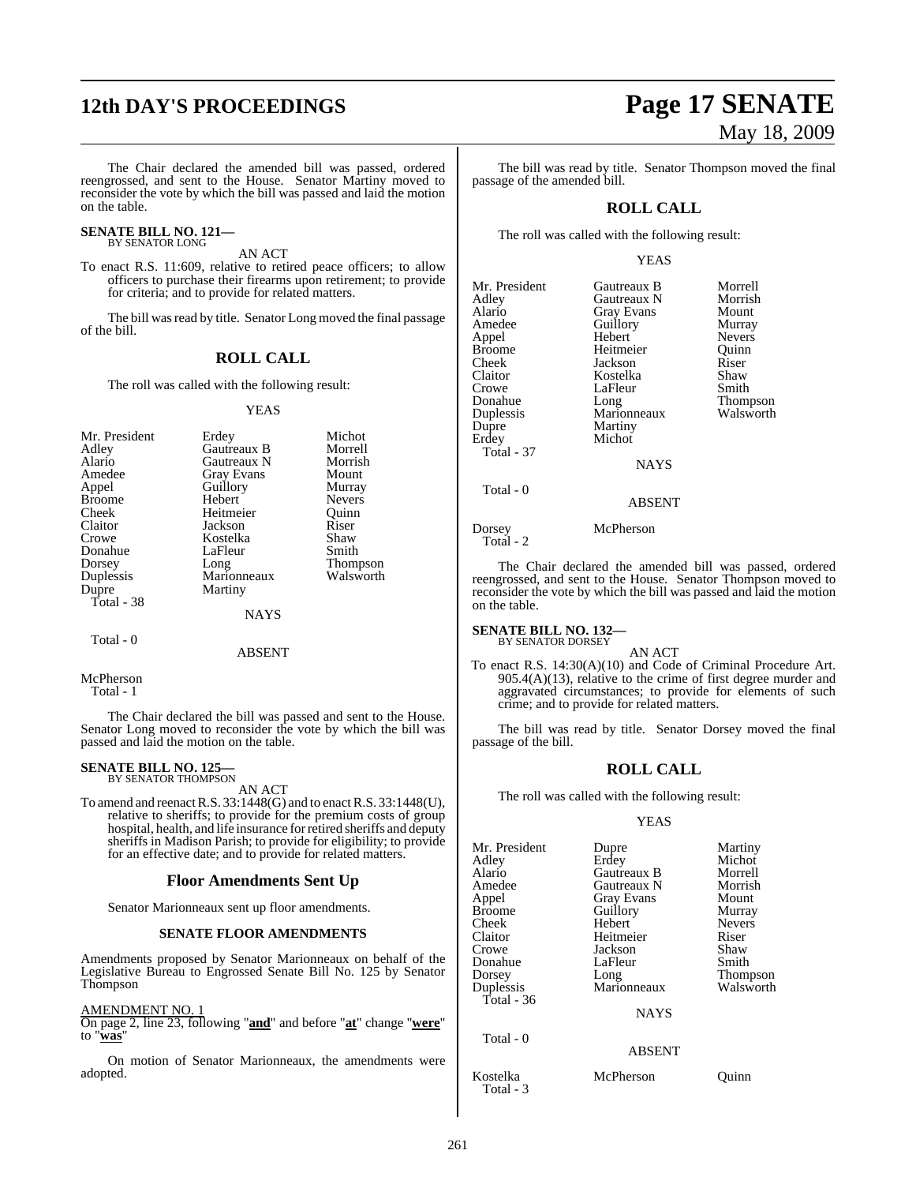The Chair declared the amended bill was passed, ordered reengrossed, and sent to the House. Senator Martiny moved to reconsider the vote by which the bill was passed and laid the motion on the table.

**SENATE BILL NO. 121—**
BY SENATOR LONG

AN ACT

To enact R.S. 11:609, relative to retired peace officers; to allow officers to purchase their firearms upon retirement; to provide for criteria; and to provide for related matters.

The bill was read by title. Senator Long moved the final passage of the bill.

## ROLL CALL

The roll was called with the following result:

YEAS

| | | |
|---|---|---|
| Mr. President | Erdey | Michot |
| Adley | Gautreaux B | Morrell |
| Alario | Gautreaux N | Morrish |
| Amedee | Gray Evans | Mount |
| Appel | Guillory | Murray |
| Broome | Hebert | Nevers |
| Cheek | Heitmeier | Quinn |
| Claitor | Jackson | Riser |
| Crowe | Kostelka | Shaw |
| Donahue | LaFleur | Smith |
| Dorsey | Long | Thompson |
| Duplessis | Marionneaux | Walsworth |
| Dupre | Martiny | |

Total - 38

NAYS

Total - 0

ABSENT

McPherson

Total - 1

The Chair declared the bill was passed and sent to the House. Senator Long moved to reconsider the vote by which the bill was passed and laid the motion on the table.

**SENATE BILL NO. 125—**
BY SENATOR THOMPSON

AN ACT

To amend and reenact R.S. 33:1448(G) and to enact R.S. 33:1448(U), relative to sheriffs; to provide for the premium costs of group hospital, health, and life insurance for retired sheriffs and deputy sheriffs in Madison Parish; to provide for eligibility; to provide for an effective date; and to provide for related matters.

## Floor Amendments Sent Up

Senator Marionneaux sent up floor amendments.

### SENATE FLOOR AMENDMENTS

Amendments proposed by Senator Marionneaux on behalf of the Legislative Bureau to Engrossed Senate Bill No. 125 by Senator Thompson

AMENDMENT NO. 1

On page 2, line 23, following "**and**" and before "**at**" change "**were**" to "**was**"

On motion of Senator Marionneaux, the amendments were adopted.

The bill was read by title. Senator Thompson moved the final passage of the amended bill.

## ROLL CALL

The roll was called with the following result:

YEAS

| | | |
|---|---|---|
| Mr. President | Gautreaux B | Morrell |
| Adley | Gautreaux N | Morrish |
| Alario | Gray Evans | Mount |
| Amedee | Guillory | Murray |
| Appel | Hebert | Nevers |
| Broome | Heitmeier | Quinn |
| Cheek | Jackson | Riser |
| Claitor | Kostelka | Shaw |
| Crowe | LaFleur | Smith |
| Donahue | Long | Thompson |
| Duplessis | Marionneaux | Walsworth |
| Dupre | Martiny | |
| Erdey | Michot | |

Total - 37

NAYS

Total - 0

ABSENT

Dorsey McPherson

Total - 2

The Chair declared the amended bill was passed, ordered reengrossed, and sent to the House. Senator Thompson moved to reconsider the vote by which the bill was passed and laid the motion on the table.

**SENATE BILL NO. 132—**
BY SENATOR DORSEY

AN ACT

To enact R.S. 14:30(A)(10) and Code of Criminal Procedure Art. 905.4(A)(13), relative to the crime of first degree murder and aggravated circumstances; to provide for elements of such crime; and to provide for related matters.

The bill was read by title. Senator Dorsey moved the final passage of the bill.

## ROLL CALL

The roll was called with the following result:

YEAS

| | | |
|---|---|---|
| Mr. President | Dupre | Martiny |
| Adley | Erdey | Michot |
| Alario | Gautreaux B | Morrell |
| Amedee | Gautreaux N | Morrish |
| Appel | Gray Evans | Mount |
| Broome | Guillory | Murray |
| Cheek | Hebert | Nevers |
| Claitor | Heitmeier | Riser |
| Crowe | Jackson | Shaw |
| Donahue | LaFleur | Smith |
| Dorsey | Long | Thompson |
| Duplessis | Marionneaux | Walsworth |

Total - 36

NAYS

Total - 0

ABSENT

Kostelka McPherson Quinn

Total - 3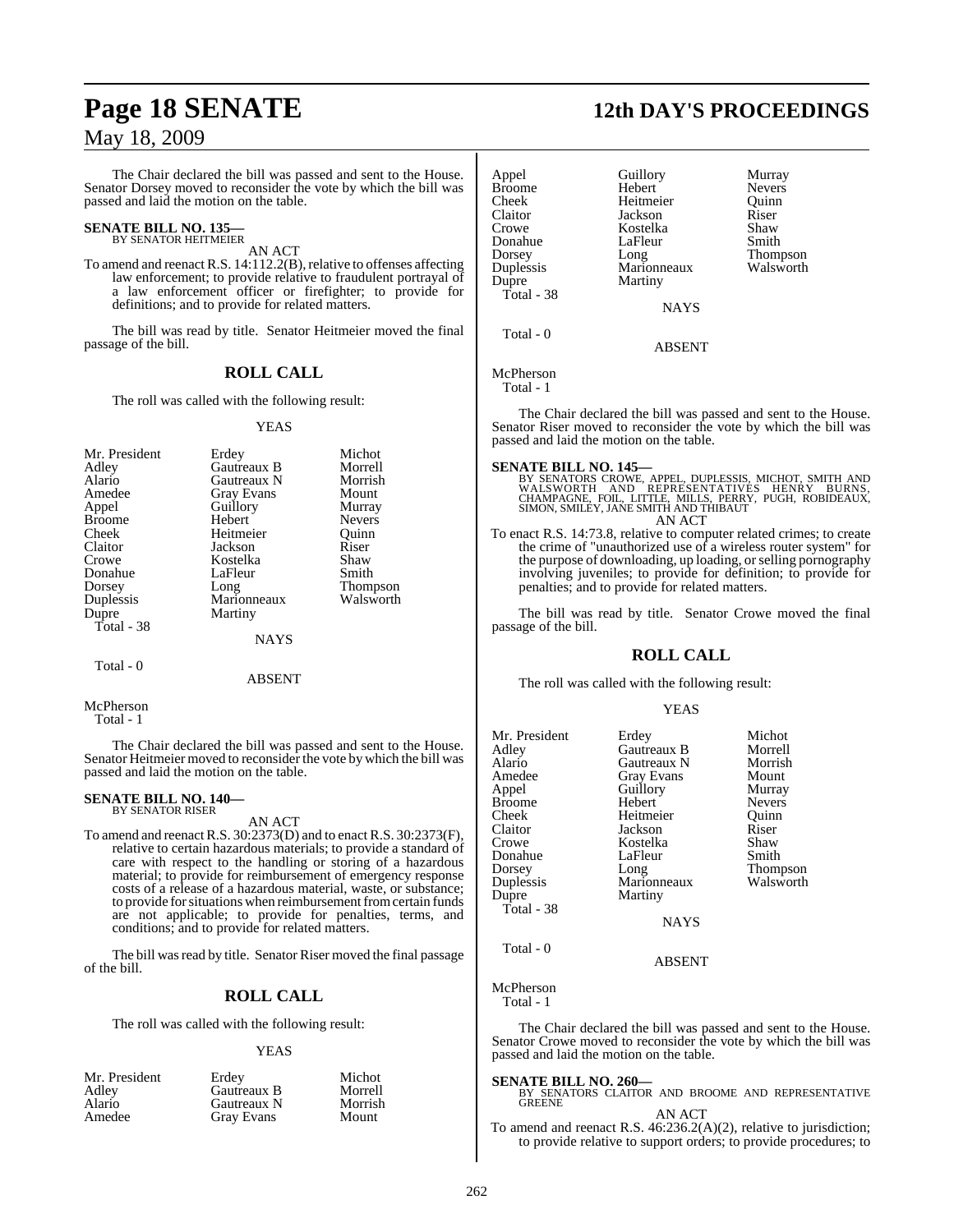The Chair declared the bill was passed and sent to the House. Senator Dorsey moved to reconsider the vote by which the bill was passed and laid the motion on the table.

**SENATE BILL NO. 135—**
BY SENATOR HEITMEIER

AN ACT

To amend and reenact R.S. 14:112.2(B), relative to offenses affecting law enforcement; to provide relative to fraudulent portrayal of a law enforcement officer or firefighter; to provide for definitions; and to provide for related matters.

The bill was read by title. Senator Heitmeier moved the final passage of the bill.

## ROLL CALL

The roll was called with the following result:

YEAS

| | | |
|---|---|---|
| Mr. President | Erdey | Michot |
| Adley | Gautreaux B | Morrell |
| Alario | Gautreaux N | Morrish |
| Amedee | Gray Evans | Mount |
| Appel | Guillory | Murray |
| Broome | Hebert | Nevers |
| Cheek | Heitmeier | Quinn |
| Claitor | Jackson | Riser |
| Crowe | Kostelka | Shaw |
| Donahue | LaFleur | Smith |
| Dorsey | Long | Thompson |
| Duplessis | Marionneaux | Walsworth |
| Dupre | Martiny | |

Total - 38

NAYS

Total - 0

ABSENT

McPherson

Total - 1

The Chair declared the bill was passed and sent to the House. Senator Heitmeier moved to reconsider the vote by which the bill was passed and laid the motion on the table.

**SENATE BILL NO. 140—**
BY SENATOR RISER

AN ACT

To amend and reenact R.S. 30:2373(D) and to enact R.S. 30:2373(F), relative to certain hazardous materials; to provide a standard of care with respect to the handling or storing of a hazardous material; to provide for reimbursement of emergency response costs of a release of a hazardous material, waste, or substance; to provide for situations when reimbursement from certain funds are not applicable; to provide for penalties, terms, and conditions; and to provide for related matters.

The bill was read by title. Senator Riser moved the final passage of the bill.

## ROLL CALL

The roll was called with the following result:

YEAS

| | | |
|---|---|---|
| Mr. President | Erdey | Michot |
| Adley | Gautreaux B | Morrell |
| Alario | Gautreaux N | Morrish |
| Amedee | Gray Evans | Mount |
| Appel | Guillory | Murray |
| Broome | Hebert | Nevers |
| Cheek | Heitmeier | Quinn |
| Claitor | Jackson | Riser |
| Crowe | Kostelka | Shaw |
| Donahue | LaFleur | Smith |
| Dorsey | Long | Thompson |
| Duplessis | Marionneaux | Walsworth |
| Dupre | Martiny | |

Total - 38

NAYS

Total - 0

ABSENT

McPherson

Total - 1

The Chair declared the bill was passed and sent to the House. Senator Riser moved to reconsider the vote by which the bill was passed and laid the motion on the table.

**SENATE BILL NO. 145—**
BY SENATORS CROWE, APPEL, DUPLESSIS, MICHOT, SMITH AND WALSWORTH AND REPRESENTATIVES HENRY BURNS, CHAMPAGNE, FOIL, LITTLE, MILLS, PERRY, PUGH, ROBIDEAUX, SIMON, SMILEY, JANE SMITH AND THIBAUT

AN ACT

To enact R.S. 14:73.8, relative to computer related crimes; to create the crime of "unauthorized use of a wireless router system" for the purpose of downloading, up loading, or selling pornography involving juveniles; to provide for definition; to provide for penalties; and to provide for related matters.

The bill was read by title. Senator Crowe moved the final passage of the bill.

## ROLL CALL

The roll was called with the following result:

YEAS

| | | |
|---|---|---|
| Mr. President | Erdey | Michot |
| Adley | Gautreaux B | Morrell |
| Alario | Gautreaux N | Morrish |
| Amedee | Gray Evans | Mount |
| Appel | Guillory | Murray |
| Broome | Hebert | Nevers |
| Cheek | Heitmeier | Quinn |
| Claitor | Jackson | Riser |
| Crowe | Kostelka | Shaw |
| Donahue | LaFleur | Smith |
| Dorsey | Long | Thompson |
| Duplessis | Marionneaux | Walsworth |
| Dupre | Martiny | |

Total - 38

NAYS

Total - 0

ABSENT

McPherson

Total - 1

The Chair declared the bill was passed and sent to the House. Senator Crowe moved to reconsider the vote by which the bill was passed and laid the motion on the table.

**SENATE BILL NO. 260—**
BY SENATORS CLAITOR AND BROOME AND REPRESENTATIVE GREENE

AN ACT

To amend and reenact R.S. 46:236.2(A)(2), relative to jurisdiction; to provide relative to support orders; to provide procedures; to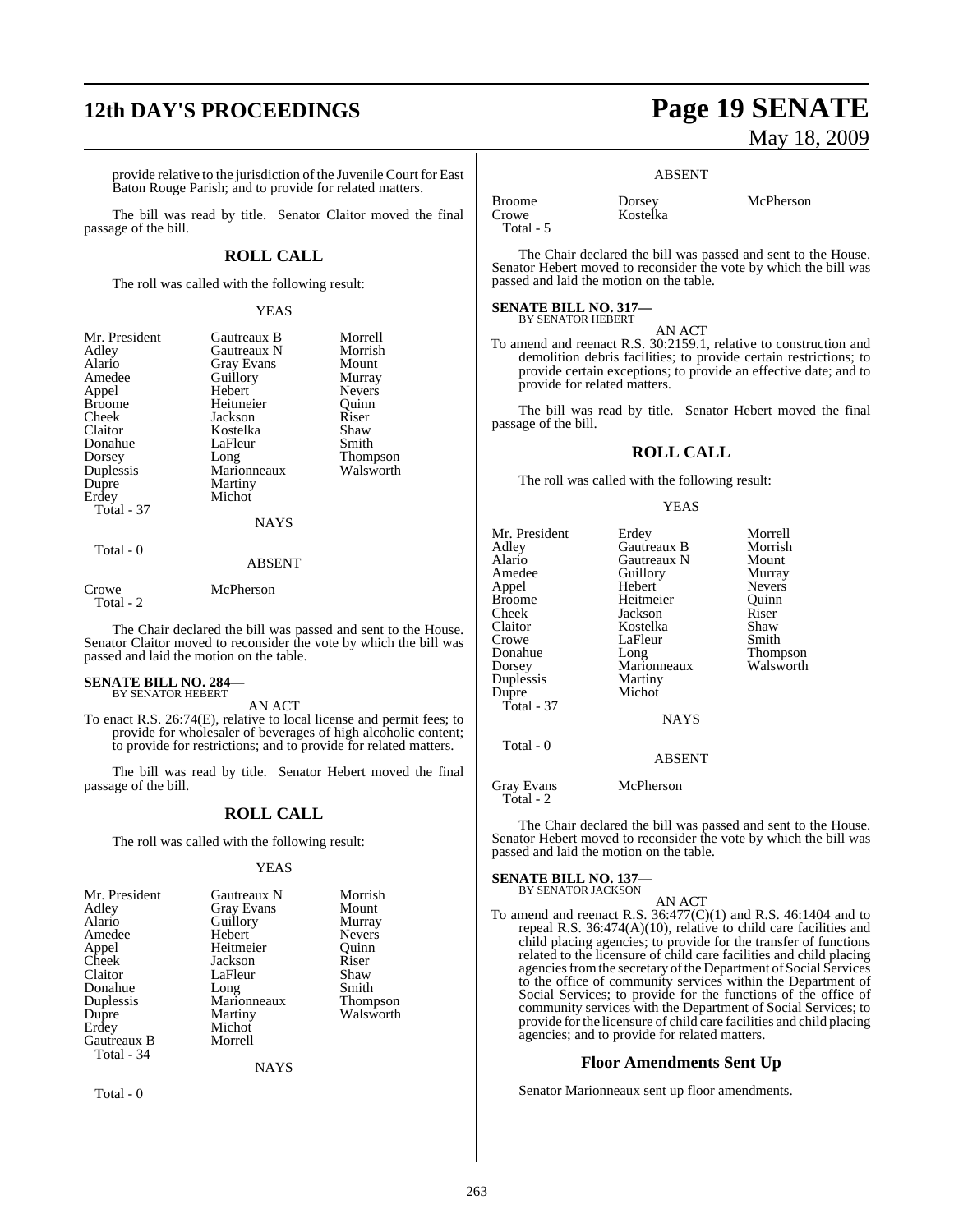provide relative to the jurisdiction of the Juvenile Court for East Baton Rouge Parish; and to provide for related matters.

The bill was read by title. Senator Claitor moved the final passage of the bill.

## ROLL CALL

The roll was called with the following result:

YEAS

| | | |
|---|---|---|
| Mr. President | Gautreaux B | Morrell |
| Adley | Gautreaux N | Morrish |
| Alario | Gray Evans | Mount |
| Amedee | Guillory | Murray |
| Appel | Hebert | Nevers |
| Broome | Heitmeier | Quinn |
| Cheek | Jackson | Riser |
| Claitor | Kostelka | Shaw |
| Donahue | LaFleur | Smith |
| Dorsey | Long | Thompson |
| Duplessis | Marionneaux | Walsworth |
| Dupre | Martiny | |
| Erdey | Michot | |
| Total - 37 | | |

NAYS

Total - 0

ABSENT

| | |
|---|---|
| Crowe | McPherson |
| Total - 2 | |

The Chair declared the bill was passed and sent to the House. Senator Claitor moved to reconsider the vote by which the bill was passed and laid the motion on the table.

**SENATE BILL NO. 284—**
BY SENATOR HEBERT

AN ACT

To enact R.S. 26:74(E), relative to local license and permit fees; to provide for wholesaler of beverages of high alcoholic content; to provide for restrictions; and to provide for related matters.

The bill was read by title. Senator Hebert moved the final passage of the bill.

## ROLL CALL

The roll was called with the following result:

YEAS

| | | |
|---|---|---|
| Mr. President | Gautreaux N | Morrish |
| Adley | Gray Evans | Mount |
| Alario | Guillory | Murray |
| Amedee | Hebert | Nevers |
| Appel | Heitmeier | Quinn |
| Cheek | Jackson | Riser |
| Claitor | LaFleur | Shaw |
| Donahue | Long | Smith |
| Duplessis | Marionneaux | Thompson |
| Dupre | Martiny | Walsworth |
| Erdey | Michot | |
| Gautreaux B | Morrell | |
| Total - 34 | | |

NAYS

Total - 0

ABSENT

| | | |
|---|---|---|
| Broome | Dorsey | McPherson |
| Crowe | Kostelka | |
| Total - 5 | | |

The Chair declared the bill was passed and sent to the House. Senator Hebert moved to reconsider the vote by which the bill was passed and laid the motion on the table.

**SENATE BILL NO. 317—**
BY SENATOR HEBERT

AN ACT

To amend and reenact R.S. 30:2159.1, relative to construction and demolition debris facilities; to provide certain restrictions; to provide certain exceptions; to provide an effective date; and to provide for related matters.

The bill was read by title. Senator Hebert moved the final passage of the bill.

## ROLL CALL

The roll was called with the following result:

YEAS

| | | |
|---|---|---|
| Mr. President | Erdey | Morrell |
| Adley | Gautreaux B | Morrish |
| Alario | Gautreaux N | Mount |
| Amedee | Guillory | Murray |
| Appel | Hebert | Nevers |
| Broome | Heitmeier | Quinn |
| Cheek | Jackson | Riser |
| Claitor | Kostelka | Shaw |
| Crowe | LaFleur | Smith |
| Donahue | Long | Thompson |
| Dorsey | Marionneaux | Walsworth |
| Duplessis | Martiny | |
| Dupre | Michot | |
| Total - 37 | | |

NAYS

Total - 0

ABSENT

| | |
|---|---|
| Gray Evans | McPherson |
| Total - 2 | |

The Chair declared the bill was passed and sent to the House. Senator Hebert moved to reconsider the vote by which the bill was passed and laid the motion on the table.

**SENATE BILL NO. 137—**
BY SENATOR JACKSON

AN ACT

To amend and reenact R.S. 36:477(C)(1) and R.S. 46:1404 and to repeal R.S. 36:474(A)(10), relative to child care facilities and child placing agencies; to provide for the transfer of functions related to the licensure of child care facilities and child placing agencies from the secretary of the Department of Social Services to the office of community services within the Department of Social Services; to provide for the functions of the office of community services with the Department of Social Services; to provide for the licensure of child care facilities and child placing agencies; and to provide for related matters.

## Floor Amendments Sent Up

Senator Marionneaux sent up floor amendments.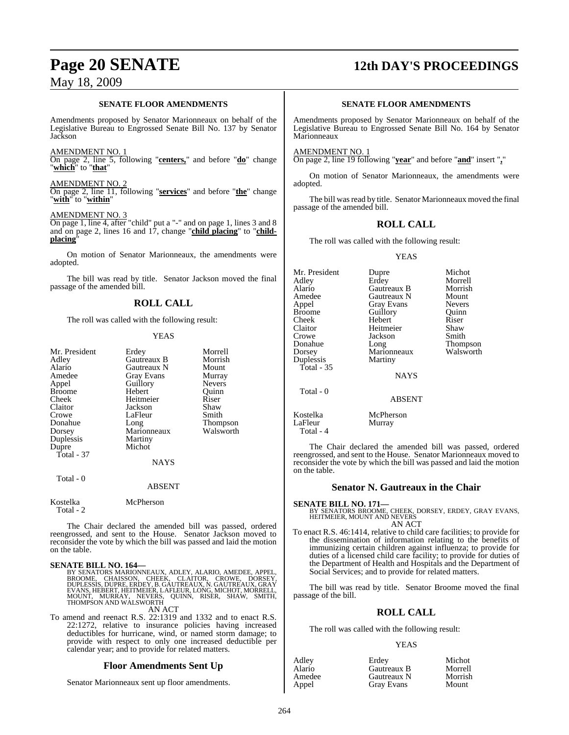**SENATE FLOOR AMENDMENTS**

Amendments proposed by Senator Marionneaux on behalf of the Legislative Bureau to Engrossed Senate Bill No. 137 by Senator Jackson

AMENDMENT NO. 1
On page 2, line 5, following "**centers,**" and before "**do**" change "**which**" to "**that**"

AMENDMENT NO. 2
On page 2, line 11, following "**services**" and before "**the**" change "**with**" to "**within**"

AMENDMENT NO. 3
On page 1, line 4, after "child" put a "-" and on page 1, lines 3 and 8 and on page 2, lines 16 and 17, change "**child placing**" to "**child-placing**"

On motion of Senator Marionneaux, the amendments were adopted.

The bill was read by title. Senator Jackson moved the final passage of the amended bill.

## ROLL CALL

The roll was called with the following result:

YEAS

| | | |
|---|---|---|
| Mr. President | Erdey | Morrell |
| Adley | Gautreaux B | Morrish |
| Alario | Gautreaux N | Mount |
| Amedee | Gray Evans | Murray |
| Appel | Guillory | Nevers |
| Broome | Hebert | Quinn |
| Cheek | Heitmeier | Riser |
| Claitor | Jackson | Shaw |
| Crowe | LaFleur | Smith |
| Donahue | Long | Thompson |
| Dorsey | Marionneaux | Walsworth |
| Duplessis | Martiny | |
| Dupre | Michot | |
| Total - 37 | | |

NAYS

Total - 0

ABSENT

Kostelka McPherson
Total - 2

The Chair declared the amended bill was passed, ordered reengrossed, and sent to the House. Senator Jackson moved to reconsider the vote by which the bill was passed and laid the motion on the table.

**SENATE BILL NO. 164—**
BY SENATORS MARIONNEAUX, ADLEY, ALARIO, AMEDEE, APPEL, BROOME, CHAISSON, CHEEK, CLAITOR, CROWE, DORSEY, DUPLESSIS, DUPRE, ERDEY, B. GAUTREAUX, N. GAUTREAUX, GRAY EVANS, HEBERT, HEITMEIER, LAFLEUR, LONG, MICHOT, MORRELL, MOUNT, MURRAY, NEVERS, QUINN, RISER, SHAW, SMITH, THOMPSON AND WALSWORTH

AN ACT

To amend and reenact R.S. 22:1319 and 1332 and to enact R.S. 22:1272, relative to insurance policies having increased deductibles for hurricane, wind, or named storm damage; to provide with respect to only one increased deductible per calendar year; and to provide for related matters.

### Floor Amendments Sent Up

Senator Marionneaux sent up floor amendments.

**SENATE FLOOR AMENDMENTS**

Amendments proposed by Senator Marionneaux on behalf of the Legislative Bureau to Engrossed Senate Bill No. 164 by Senator Marionneaux

AMENDMENT NO. 1
On page 2, line 19 following "**year**" and before "**and**" insert "**,**"

On motion of Senator Marionneaux, the amendments were adopted.

The bill was read by title. Senator Marionneaux moved the final passage of the amended bill.

## ROLL CALL

The roll was called with the following result:

YEAS

| | | |
|---|---|---|
| Mr. President | Dupre | Michot |
| Adley | Erdey | Morrell |
| Alario | Gautreaux B | Morrish |
| Amedee | Gautreaux N | Mount |
| Appel | Gray Evans | Nevers |
| Broome | Guillory | Quinn |
| Cheek | Hebert | Riser |
| Claitor | Heitmeier | Shaw |
| Crowe | Jackson | Smith |
| Donahue | Long | Thompson |
| Dorsey | Marionneaux | Walsworth |
| Duplessis | Martiny | |
| Total - 35 | | |

NAYS

Total - 0

ABSENT

| | |
|---|---|
| Kostelka | McPherson |
| LaFleur | Murray |
| Total - 4 | |

The Chair declared the amended bill was passed, ordered reengrossed, and sent to the House. Senator Marionneaux moved to reconsider the vote by which the bill was passed and laid the motion on the table.

### Senator N. Gautreaux in the Chair

**SENATE BILL NO. 171—**
BY SENATORS BROOME, CHEEK, DORSEY, ERDEY, GRAY EVANS, HEITMEIER, MOUNT AND NEVERS

AN ACT

To enact R.S. 46:1414, relative to child care facilities; to provide for the dissemination of information relating to the benefits of immunizing certain children against influenza; to provide for duties of a licensed child care facility; to provide for duties of the Department of Health and Hospitals and the Department of Social Services; and to provide for related matters.

The bill was read by title. Senator Broome moved the final passage of the bill.

## ROLL CALL

The roll was called with the following result:

YEAS

| | | |
|---|---|---|
| Adley | Erdey | Michot |
| Alario | Gautreaux B | Morrell |
| Amedee | Gautreaux N | Morrish |
| Appel | Gray Evans | Mount |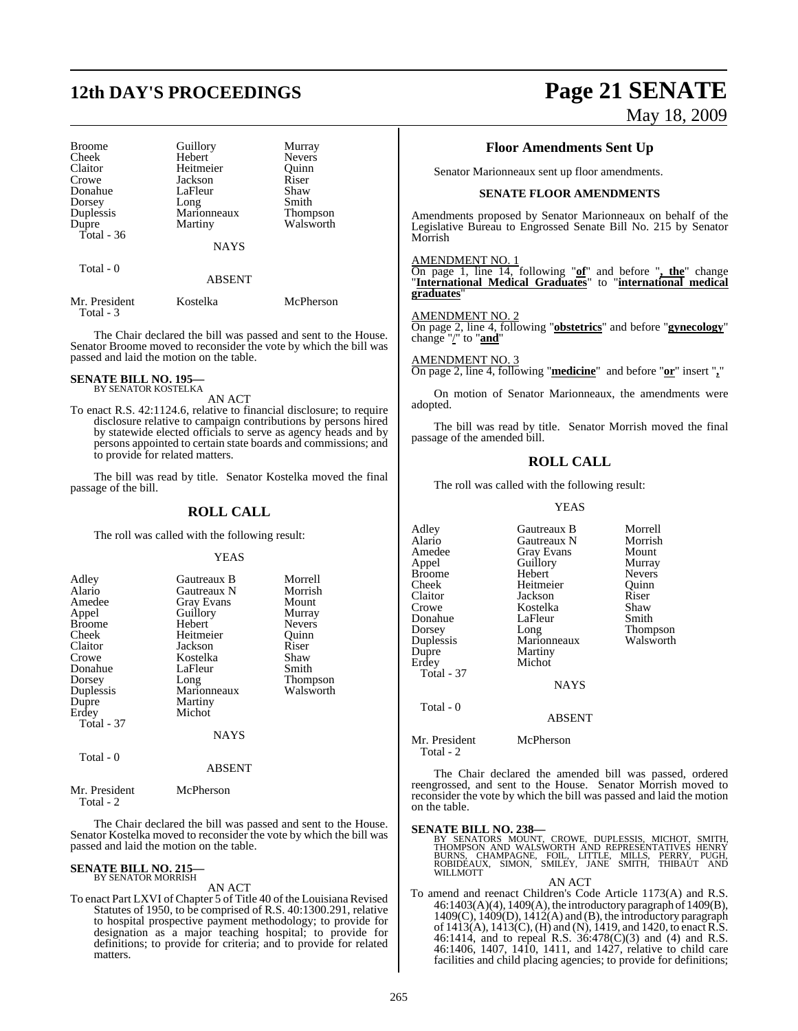| | | |
|---|---|---|
| Broome | Guillory | Murray |
| Cheek | Hebert | Nevers |
| Claitor | Heitmeier | Quinn |
| Crowe | Jackson | Riser |
| Donahue | LaFleur | Shaw |
| Dorsey | Long | Smith |
| Duplessis | Marionneaux | Thompson |
| Dupre | Martiny | Walsworth |
| Total - 36 | | |

NAYS

Total - 0

ABSENT

| | | |
|---|---|---|
| Mr. President | Kostelka | McPherson |
| Total - 3 | | |

The Chair declared the bill was passed and sent to the House. Senator Broome moved to reconsider the vote by which the bill was passed and laid the motion on the table.

**SENATE BILL NO. 195—**
BY SENATOR KOSTELKA

AN ACT

To enact R.S. 42:1124.6, relative to financial disclosure; to require disclosure relative to campaign contributions by persons hired by statewide elected officials to serve as agency heads and by persons appointed to certain state boards and commissions; and to provide for related matters.

The bill was read by title. Senator Kostelka moved the final passage of the bill.

## ROLL CALL

The roll was called with the following result:

YEAS

| | | |
|---|---|---|
| Adley | Gautreaux B | Morrell |
| Alario | Gautreaux N | Morrish |
| Amedee | Gray Evans | Mount |
| Appel | Guillory | Murray |
| Broome | Hebert | Nevers |
| Cheek | Heitmeier | Quinn |
| Claitor | Jackson | Riser |
| Crowe | Kostelka | Shaw |
| Donahue | LaFleur | Smith |
| Dorsey | Long | Thompson |
| Duplessis | Marionneaux | Walsworth |
| Dupre | Martiny | |
| Erdey | Michot | |
| Total - 37 | | |

NAYS

Total - 0

ABSENT

| | |
|---|---|
| Mr. President | McPherson |
| Total - 2 | |

The Chair declared the bill was passed and sent to the House. Senator Kostelka moved to reconsider the vote by which the bill was passed and laid the motion on the table.

**SENATE BILL NO. 215—**
BY SENATOR MORRISH

AN ACT

To enact Part LXVI of Chapter 5 of Title 40 of the Louisiana Revised Statutes of 1950, to be comprised of R.S. 40:1300.291, relative to hospital prospective payment methodology; to provide for designation as a major teaching hospital; to provide for definitions; to provide for criteria; and to provide for related matters.

## Floor Amendments Sent Up

Senator Marionneaux sent up floor amendments.

### SENATE FLOOR AMENDMENTS

Amendments proposed by Senator Marionneaux on behalf of the Legislative Bureau to Engrossed Senate Bill No. 215 by Senator Morrish

AMENDMENT NO. 1
On page 1, line 14, following "**of**" and before "**, the**" change "**International Medical Graduates**" to "**international medical graduates**"

AMENDMENT NO. 2
On page 2, line 4, following "**obstetrics**" and before "**gynecology**" change "**/**" to "**and**"

AMENDMENT NO. 3
On page 2, line 4, following "**medicine**" and before "**or**" insert "**,**"

On motion of Senator Marionneaux, the amendments were adopted.

The bill was read by title. Senator Morrish moved the final passage of the amended bill.

## ROLL CALL

The roll was called with the following result:

YEAS

| | | |
|---|---|---|
| Adley | Gautreaux B | Morrell |
| Alario | Gautreaux N | Morrish |
| Amedee | Gray Evans | Mount |
| Appel | Guillory | Murray |
| Broome | Hebert | Nevers |
| Cheek | Heitmeier | Quinn |
| Claitor | Jackson | Riser |
| Crowe | Kostelka | Shaw |
| Donahue | LaFleur | Smith |
| Dorsey | Long | Thompson |
| Duplessis | Marionneaux | Walsworth |
| Dupre | Martiny | |
| Erdey | Michot | |
| Total - 37 | | |

NAYS

Total - 0

ABSENT

| | |
|---|---|
| Mr. President | McPherson |
| Total - 2 | |

The Chair declared the amended bill was passed, ordered reengrossed, and sent to the House. Senator Morrish moved to reconsider the vote by which the bill was passed and laid the motion on the table.

**SENATE BILL NO. 238—**
BY SENATORS MOUNT, CROWE, DUPLESSIS, MICHOT, SMITH, THOMPSON AND WALSWORTH AND REPRESENTATIVES HENRY BURNS, CHAMPAGNE, FOIL, LITTLE, MILLS, PERRY, PUGH, ROBIDEAUX, SIMON, SMILEY, JANE SMITH, THIBAUT AND WILLMOTT

AN ACT

To amend and reenact Children's Code Article 1173(A) and R.S. 46:1403(A)(4), 1409(A), the introductory paragraph of 1409(B), 1409(C), 1409(D), 1412(A) and (B), the introductory paragraph of 1413(A), 1413(C), (H) and (N), 1419, and 1420, to enact R.S. 46:1414, and to repeal R.S. 36:478(C)(3) and (4) and R.S. 46:1406, 1407, 1410, 1411, and 1427, relative to child care facilities and child placing agencies; to provide for definitions;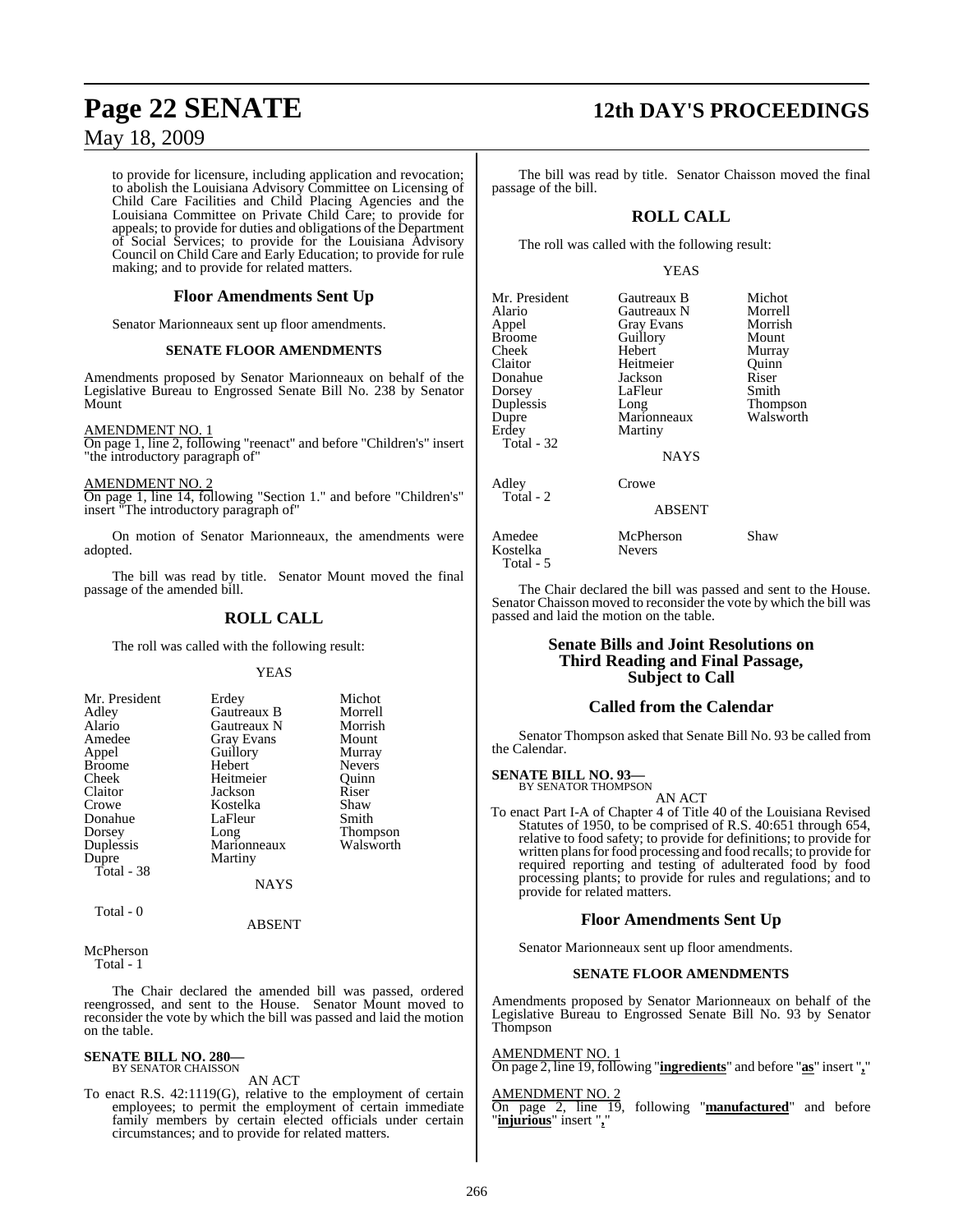to provide for licensure, including application and revocation; to abolish the Louisiana Advisory Committee on Licensing of Child Care Facilities and Child Placing Agencies and the Louisiana Committee on Private Child Care; to provide for appeals; to provide for duties and obligations of the Department of Social Services; to provide for the Louisiana Advisory Council on Child Care and Early Education; to provide for rule making; and to provide for related matters.

### Floor Amendments Sent Up

Senator Marionneaux sent up floor amendments.

#### SENATE FLOOR AMENDMENTS

Amendments proposed by Senator Marionneaux on behalf of the Legislative Bureau to Engrossed Senate Bill No. 238 by Senator Mount

AMENDMENT NO. 1
On page 1, line 2, following "reenact" and before "Children's" insert "the introductory paragraph of"

AMENDMENT NO. 2
On page 1, line 14, following "Section 1." and before "Children's" insert "The introductory paragraph of"

On motion of Senator Marionneaux, the amendments were adopted.

The bill was read by title. Senator Mount moved the final passage of the amended bill.

## ROLL CALL

The roll was called with the following result:

YEAS

| | | |
|---|---|---|
| Mr. President | Erdey | Michot |
| Adley | Gautreaux B | Morrell |
| Alario | Gautreaux N | Morrish |
| Amedee | Gray Evans | Mount |
| Appel | Guillory | Murray |
| Broome | Hebert | Nevers |
| Cheek | Heitmeier | Quinn |
| Claitor | Jackson | Riser |
| Crowe | Kostelka | Shaw |
| Donahue | LaFleur | Smith |
| Dorsey | Long | Thompson |
| Duplessis | Marionneaux | Walsworth |
| Dupre | Martiny | |
| Total - 38 | | |

NAYS

Total - 0

ABSENT

McPherson
Total - 1

The Chair declared the amended bill was passed, ordered reengrossed, and sent to the House. Senator Mount moved to reconsider the vote by which the bill was passed and laid the motion on the table.

**SENATE BILL NO. 280—**
BY SENATOR CHAISSON

AN ACT

To enact R.S. 42:1119(G), relative to the employment of certain employees; to permit the employment of certain immediate family members by certain elected officials under certain circumstances; and to provide for related matters.

The bill was read by title. Senator Chaisson moved the final passage of the bill.

## ROLL CALL

The roll was called with the following result:

YEAS

| | | |
|---|---|---|
| Mr. President | Gautreaux B | Michot |
| Alario | Gautreaux N | Morrell |
| Appel | Gray Evans | Morrish |
| Broome | Guillory | Mount |
| Cheek | Hebert | Murray |
| Claitor | Heitmeier | Quinn |
| Donahue | Jackson | Riser |
| Dorsey | LaFleur | Smith |
| Duplessis | Long | Thompson |
| Dupre | Marionneaux | Walsworth |
| Erdey | Martiny | |
| Total - 32 | | |

NAYS

| | |
|---|---|
| Adley | Crowe |
| Total - 2 | |

ABSENT

| | | |
|---|---|---|
| Amedee | McPherson | Shaw |
| Kostelka | Nevers | |
| Total - 5 | | |

The Chair declared the bill was passed and sent to the House. Senator Chaisson moved to reconsider the vote by which the bill was passed and laid the motion on the table.

## Senate Bills and Joint Resolutions on Third Reading and Final Passage, Subject to Call

### Called from the Calendar

Senator Thompson asked that Senate Bill No. 93 be called from the Calendar.

**SENATE BILL NO. 93—**
BY SENATOR THOMPSON

AN ACT

To enact Part I-A of Chapter 4 of Title 40 of the Louisiana Revised Statutes of 1950, to be comprised of R.S. 40:651 through 654, relative to food safety; to provide for definitions; to provide for written plans for food processing and food recalls; to provide for required reporting and testing of adulterated food by food processing plants; to provide for rules and regulations; and to provide for related matters.

### Floor Amendments Sent Up

Senator Marionneaux sent up floor amendments.

#### SENATE FLOOR AMENDMENTS

Amendments proposed by Senator Marionneaux on behalf of the Legislative Bureau to Engrossed Senate Bill No. 93 by Senator Thompson

AMENDMENT NO. 1
On page 2, line 19, following "**ingredients**" and before "**as**" insert "**,**"

AMENDMENT NO. 2
On page 2, line 19, following "**manufactured**" and before "**injurious**" insert "**,**"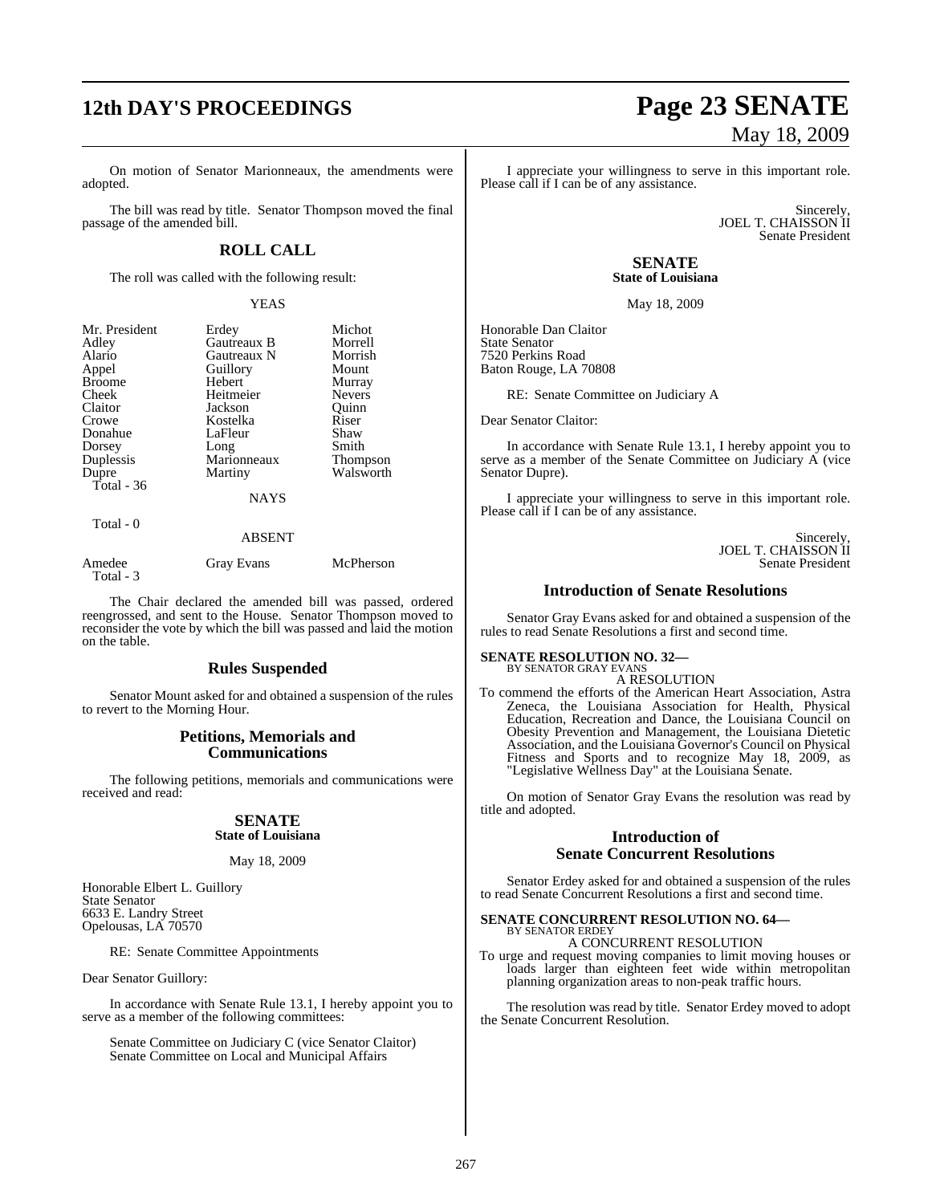On motion of Senator Marionneaux, the amendments were adopted.

The bill was read by title. Senator Thompson moved the final passage of the amended bill.

## ROLL CALL

The roll was called with the following result:

YEAS

| | | |
|---|---|---|
| Mr. President | Erdey | Michot |
| Adley | Gautreaux B | Morrell |
| Alario | Gautreaux N | Morrish |
| Appel | Guillory | Mount |
| Broome | Hebert | Murray |
| Cheek | Heitmeier | Nevers |
| Claitor | Jackson | Quinn |
| Crowe | Kostelka | Riser |
| Donahue | LaFleur | Shaw |
| Dorsey | Long | Smith |
| Duplessis | Marionneaux | Thompson |
| Dupre | Martiny | Walsworth |

Total - 36

NAYS

Total - 0

ABSENT

| | | |
|---|---|---|
| Amedee | Gray Evans | McPherson |

Total - 3

The Chair declared the amended bill was passed, ordered reengrossed, and sent to the House. Senator Thompson moved to reconsider the vote by which the bill was passed and laid the motion on the table.

## Rules Suspended

Senator Mount asked for and obtained a suspension of the rules to revert to the Morning Hour.

## Petitions, Memorials and Communications

The following petitions, memorials and communications were received and read:

### SENATE
**State of Louisiana**

May 18, 2009

Honorable Elbert L. Guillory
State Senator
6633 E. Landry Street
Opelousas, LA 70570

RE: Senate Committee Appointments

Dear Senator Guillory:

In accordance with Senate Rule 13.1, I hereby appoint you to serve as a member of the following committees:

Senate Committee on Judiciary C (vice Senator Claitor)
Senate Committee on Local and Municipal Affairs

I appreciate your willingness to serve in this important role. Please call if I can be of any assistance.

Sincerely,
JOEL T. CHAISSON II
Senate President

### SENATE
**State of Louisiana**

May 18, 2009

Honorable Dan Claitor
State Senator
7520 Perkins Road
Baton Rouge, LA 70808

RE: Senate Committee on Judiciary A

Dear Senator Claitor:

In accordance with Senate Rule 13.1, I hereby appoint you to serve as a member of the Senate Committee on Judiciary A (vice Senator Dupre).

I appreciate your willingness to serve in this important role. Please call if I can be of any assistance.

Sincerely,
JOEL T. CHAISSON II
Senate President

## Introduction of Senate Resolutions

Senator Gray Evans asked for and obtained a suspension of the rules to read Senate Resolutions a first and second time.

**SENATE RESOLUTION NO. 32—**
BY SENATOR GRAY EVANS

A RESOLUTION

To commend the efforts of the American Heart Association, Astra Zeneca, the Louisiana Association for Health, Physical Education, Recreation and Dance, the Louisiana Council on Obesity Prevention and Management, the Louisiana Dietetic Association, and the Louisiana Governor's Council on Physical Fitness and Sports and to recognize May 18, 2009, as "Legislative Wellness Day" at the Louisiana Senate.

On motion of Senator Gray Evans the resolution was read by title and adopted.

## Introduction of Senate Concurrent Resolutions

Senator Erdey asked for and obtained a suspension of the rules to read Senate Concurrent Resolutions a first and second time.

**SENATE CONCURRENT RESOLUTION NO. 64—**
BY SENATOR ERDEY

A CONCURRENT RESOLUTION

To urge and request moving companies to limit moving houses or loads larger than eighteen feet wide within metropolitan planning organization areas to non-peak traffic hours.

The resolution was read by title. Senator Erdey moved to adopt the Senate Concurrent Resolution.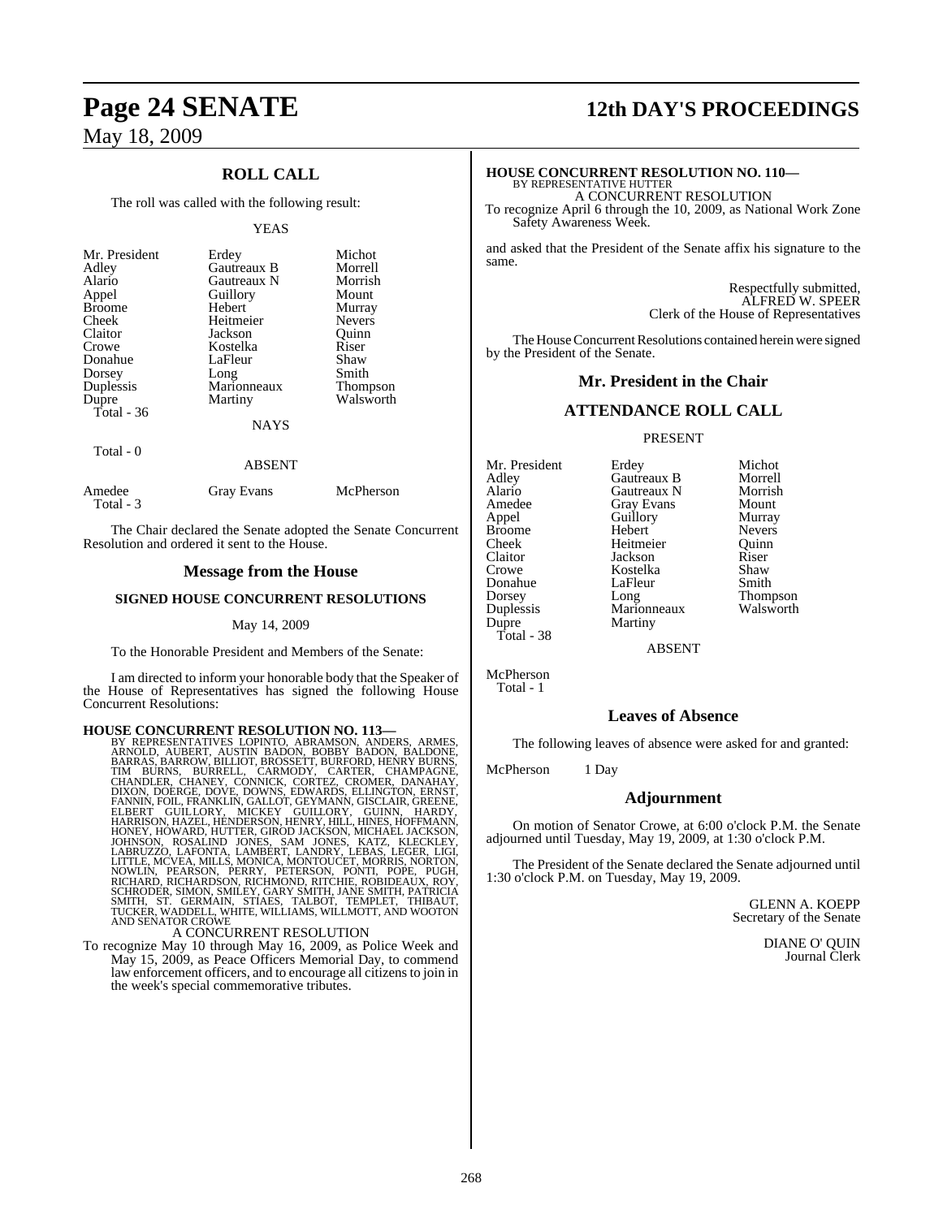## ROLL CALL

The roll was called with the following result:

YEAS

| | | |
|---|---|---|
| Mr. President | Erdey | Michot |
| Adley | Gautreaux B | Morrell |
| Alario | Gautreaux N | Morrish |
| Appel | Guillory | Mount |
| Broome | Hebert | Murray |
| Cheek | Heitmeier | Nevers |
| Claitor | Jackson | Quinn |
| Crowe | Kostelka | Riser |
| Donahue | LaFleur | Shaw |
| Dorsey | Long | Smith |
| Duplessis | Marionneaux | Thompson |
| Dupre | Martiny | Walsworth |
| Total - 36 | | |

NAYS

Total - 0

ABSENT

| | | |
|---|---|---|
| Amedee | Gray Evans | McPherson |
| Total - 3 | | |

The Chair declared the Senate adopted the Senate Concurrent Resolution and ordered it sent to the House.

## Message from the House

### SIGNED HOUSE CONCURRENT RESOLUTIONS

May 14, 2009

To the Honorable President and Members of the Senate:

I am directed to inform your honorable body that the Speaker of the House of Representatives has signed the following House Concurrent Resolutions:

**HOUSE CONCURRENT RESOLUTION NO. 113—**
BY REPRESENTATIVES LOPINTO, ABRAMSON, ANDERS, ARMES, ARNOLD, AUBERT, AUSTIN BADON, BOBBY BADON, BALDONE, BARRAS, BARROW, BILLIOT, BROSSETT, BURFORD, HENRY BURNS, TIM BURNS, BURRELL, CARMODY, CARTER, CHAMPAGNE, CHANDLER, CHANEY, CONNICK, CORTEZ, CROMER, DANAHAY, DIXON, DOERGE, DOVE, DOWNS, EDWARDS, ELLINGTON, ERNST, FANNIN, FOIL, FRANKLIN, GALLOT, GEYMANN, GISCLAIR, GREENE, ELBERT GUILLORY, MICKEY GUILLORY, GUINN, HARDY, HARRISON, HAZEL, HENDERSON, HENRY, HILL, HINES, HOFFMANN, HONEY, HOWARD, HUTTER, GIROD JACKSON, MICHAEL JACKSON, JOHNSON, ROSALIND JONES, SAM JONES, KATZ, KLECKLEY, LABRUZZO, LAFONTA, LAMBERT, LANDRY, LEBAS, LEGER, LIGI, LITTLE, MCVEA, MILLS, MONICA, MONTOUCET, MORRIS, NORTON, NOWLIN, PEARSON, PERRY, PETERSON, PONTI, POPE, PUGH, RICHARD, RICHARDSON, RICHMOND, RITCHIE, ROBIDEAUX, ROY, SCHRODER, SIMON, SMILEY, GARY SMITH, JANE SMITH, PATRICIA SMITH, ST. GERMAIN, STIAES, TALBOT, TEMPLET, THIBAUT, TUCKER, WADDELL, WHITE, WILLIAMS, WILLMOTT, AND WOOTON AND SENATOR CROWE
A CONCURRENT RESOLUTION
To recognize May 10 through May 16, 2009, as Police Week and May 15, 2009, as Peace Officers Memorial Day, to commend law enforcement officers, and to encourage all citizens to join in the week's special commemorative tributes.

**HOUSE CONCURRENT RESOLUTION NO. 110—**
BY REPRESENTATIVE HUTTER
A CONCURRENT RESOLUTION
To recognize April 6 through the 10, 2009, as National Work Zone Safety Awareness Week.

and asked that the President of the Senate affix his signature to the same.

Respectfully submitted,
ALFRED W. SPEER
Clerk of the House of Representatives

The House Concurrent Resolutions contained herein were signed by the President of the Senate.

## Mr. President in the Chair

## ATTENDANCE ROLL CALL

PRESENT

| | | |
|---|---|---|
| Mr. President | Erdey | Michot |
| Adley | Gautreaux B | Morrell |
| Alario | Gautreaux N | Morrish |
| Amedee | Gray Evans | Mount |
| Appel | Guillory | Murray |
| Broome | Hebert | Nevers |
| Cheek | Heitmeier | Quinn |
| Claitor | Jackson | Riser |
| Crowe | Kostelka | Shaw |
| Donahue | LaFleur | Smith |
| Dorsey | Long | Thompson |
| Duplessis | Marionneaux | Walsworth |
| Dupre | Martiny | |
| Total - 38 | | |

ABSENT

McPherson
Total - 1

## Leaves of Absence

The following leaves of absence were asked for and granted:

McPherson 1 Day

## Adjournment

On motion of Senator Crowe, at 6:00 o'clock P.M. the Senate adjourned until Tuesday, May 19, 2009, at 1:30 o'clock P.M.

The President of the Senate declared the Senate adjourned until 1:30 o'clock P.M. on Tuesday, May 19, 2009.

GLENN A. KOEPP
Secretary of the Senate

DIANE O' QUIN
Journal Clerk